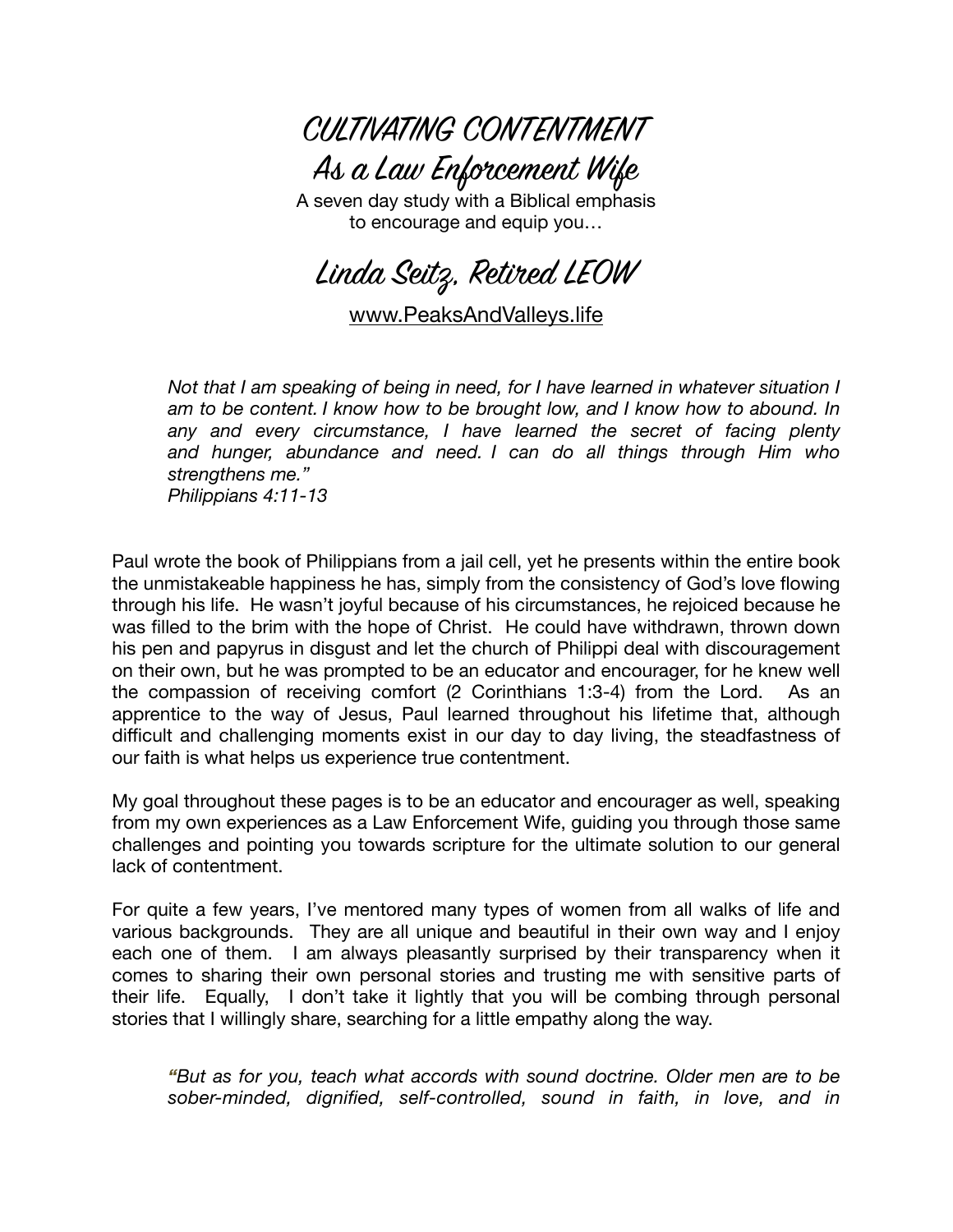# CULTIVATING CONTENTMENT

## As a Law Enforcement Wife

A seven day study with a Biblical emphasis
to encourage and equip you…

## Linda Seitz, Retired LEOW

www.PeaksAndValleys.life

> *Not that I am speaking of being in need, for I have learned in whatever situation I am to be content. I know how to be brought low, and I know how to abound. In any and every circumstance, I have learned the secret of facing plenty and hunger, abundance and need. I can do all things through Him who strengthens me."*
> *Philippians 4:11-13*

Paul wrote the book of Philippians from a jail cell, yet he presents within the entire book the unmistakeable happiness he has, simply from the consistency of God's love flowing through his life. He wasn't joyful because of his circumstances, he rejoiced because he was filled to the brim with the hope of Christ. He could have withdrawn, thrown down his pen and papyrus in disgust and let the church of Philippi deal with discouragement on their own, but he was prompted to be an educator and encourager, for he knew well the compassion of receiving comfort (2 Corinthians 1:3-4) from the Lord. As an apprentice to the way of Jesus, Paul learned throughout his lifetime that, although difficult and challenging moments exist in our day to day living, the steadfastness of our faith is what helps us experience true contentment.

My goal throughout these pages is to be an educator and encourager as well, speaking from my own experiences as a Law Enforcement Wife, guiding you through those same challenges and pointing you towards scripture for the ultimate solution to our general lack of contentment.

For quite a few years, I've mentored many types of women from all walks of life and various backgrounds. They are all unique and beautiful in their own way and I enjoy each one of them. I am always pleasantly surprised by their transparency when it comes to sharing their own personal stories and trusting me with sensitive parts of their life. Equally, I don't take it lightly that you will be combing through personal stories that I willingly share, searching for a little empathy along the way.

> *"But as for you, teach what accords with sound doctrine. Older men are to be sober-minded, dignified, self-controlled, sound in faith, in love, and in*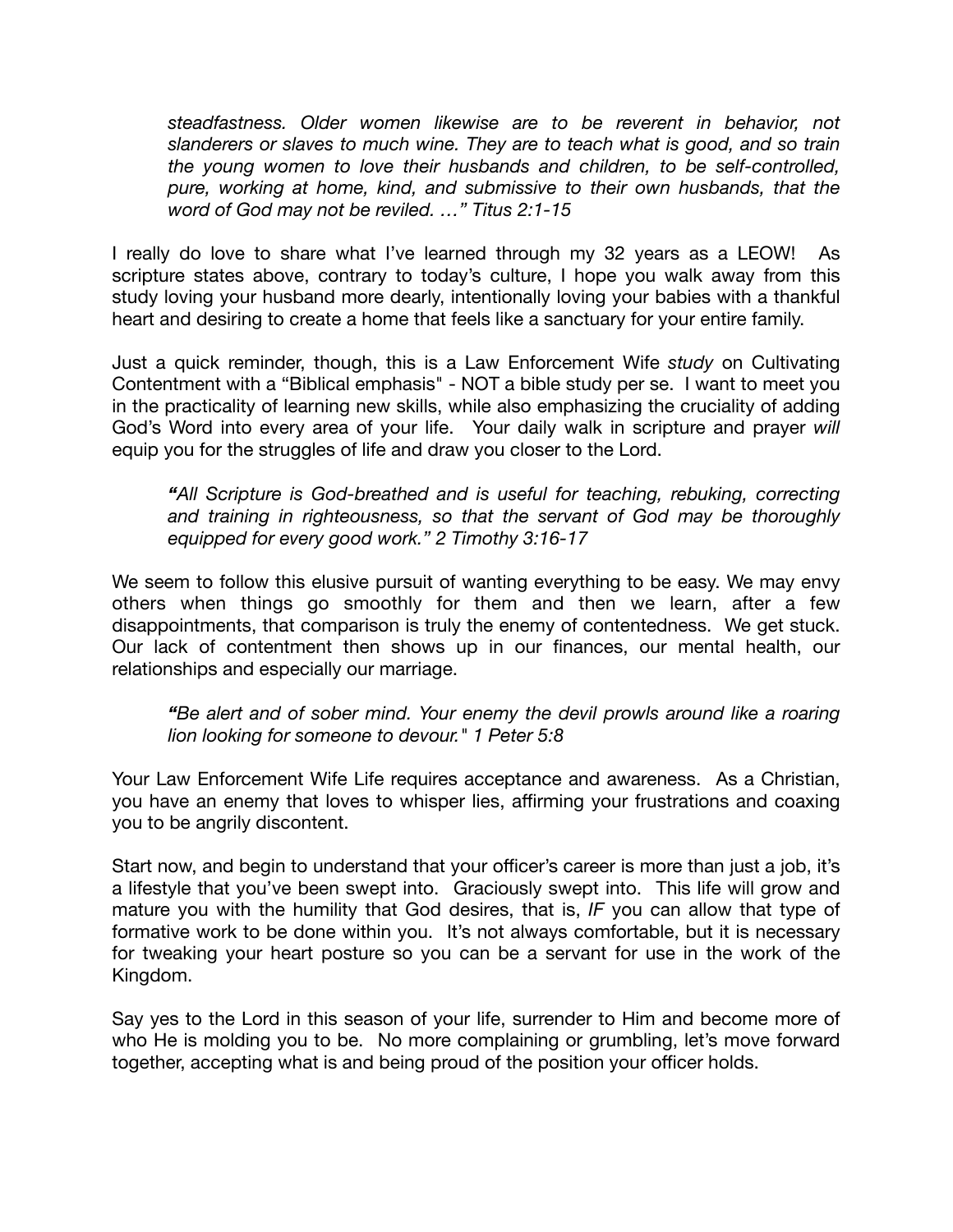*steadfastness. Older women likewise are to be reverent in behavior, not slanderers or slaves to much wine. They are to teach what is good, and so train the young women to love their husbands and children, to be self-controlled, pure, working at home, kind, and submissive to their own husbands, that the word of God may not be reviled. …" Titus 2:1-15*

I really do love to share what I've learned through my 32 years as a LEOW! As scripture states above, contrary to today's culture, I hope you walk away from this study loving your husband more dearly, intentionally loving your babies with a thankful heart and desiring to create a home that feels like a sanctuary for your entire family.

Just a quick reminder, though, this is a Law Enforcement Wife *study* on Cultivating Contentment with a "Biblical emphasis" - NOT a bible study per se. I want to meet you in the practicality of learning new skills, while also emphasizing the cruciality of adding God's Word into every area of your life. Your daily walk in scripture and prayer *will* equip you for the struggles of life and draw you closer to the Lord.

*"All Scripture is God-breathed and is useful for teaching, rebuking, correcting and training in righteousness, so that the servant of God may be thoroughly equipped for every good work." 2 Timothy 3:16-17*

We seem to follow this elusive pursuit of wanting everything to be easy. We may envy others when things go smoothly for them and then we learn, after a few disappointments, that comparison is truly the enemy of contentedness. We get stuck. Our lack of contentment then shows up in our finances, our mental health, our relationships and especially our marriage.

*"Be alert and of sober mind. Your enemy the devil prowls around like a roaring lion looking for someone to devour." 1 Peter 5:8*

Your Law Enforcement Wife Life requires acceptance and awareness. As a Christian, you have an enemy that loves to whisper lies, affirming your frustrations and coaxing you to be angrily discontent.

Start now, and begin to understand that your officer's career is more than just a job, it's a lifestyle that you've been swept into. Graciously swept into. This life will grow and mature you with the humility that God desires, that is, *IF* you can allow that type of formative work to be done within you. It's not always comfortable, but it is necessary for tweaking your heart posture so you can be a servant for use in the work of the Kingdom.

Say yes to the Lord in this season of your life, surrender to Him and become more of who He is molding you to be. No more complaining or grumbling, let's move forward together, accepting what is and being proud of the position your officer holds.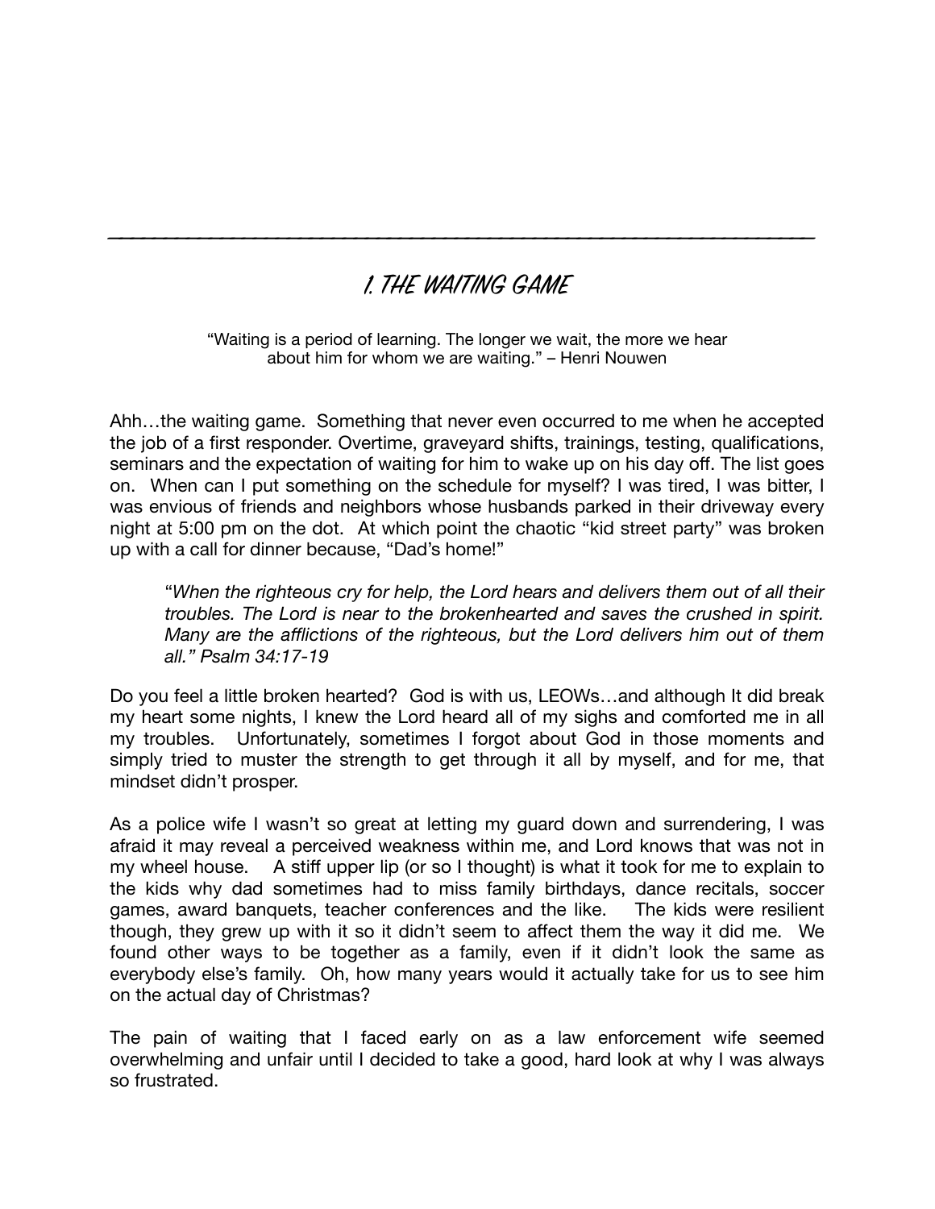---

# 1. THE WAITING GAME

"Waiting is a period of learning. The longer we wait, the more we hear about him for whom we are waiting." – Henri Nouwen

Ahh…the waiting game. Something that never even occurred to me when he accepted the job of a first responder. Overtime, graveyard shifts, trainings, testing, qualifications, seminars and the expectation of waiting for him to wake up on his day off. The list goes on. When can I put something on the schedule for myself? I was tired, I was bitter, I was envious of friends and neighbors whose husbands parked in their driveway every night at 5:00 pm on the dot. At which point the chaotic "kid street party" was broken up with a call for dinner because, "Dad's home!"

> "*When the righteous cry for help, the Lord hears and delivers them out of all their troubles. The Lord is near to the brokenhearted and saves the crushed in spirit. Many are the afflictions of the righteous, but the Lord delivers him out of them all." Psalm 34:17-19*

Do you feel a little broken hearted? God is with us, LEOWs…and although It did break my heart some nights, I knew the Lord heard all of my sighs and comforted me in all my troubles. Unfortunately, sometimes I forgot about God in those moments and simply tried to muster the strength to get through it all by myself, and for me, that mindset didn't prosper.

As a police wife I wasn't so great at letting my guard down and surrendering, I was afraid it may reveal a perceived weakness within me, and Lord knows that was not in my wheel house. A stiff upper lip (or so I thought) is what it took for me to explain to the kids why dad sometimes had to miss family birthdays, dance recitals, soccer games, award banquets, teacher conferences and the like. The kids were resilient though, they grew up with it so it didn't seem to affect them the way it did me. We found other ways to be together as a family, even if it didn't look the same as everybody else's family. Oh, how many years would it actually take for us to see him on the actual day of Christmas?

The pain of waiting that I faced early on as a law enforcement wife seemed overwhelming and unfair until I decided to take a good, hard look at why I was always so frustrated.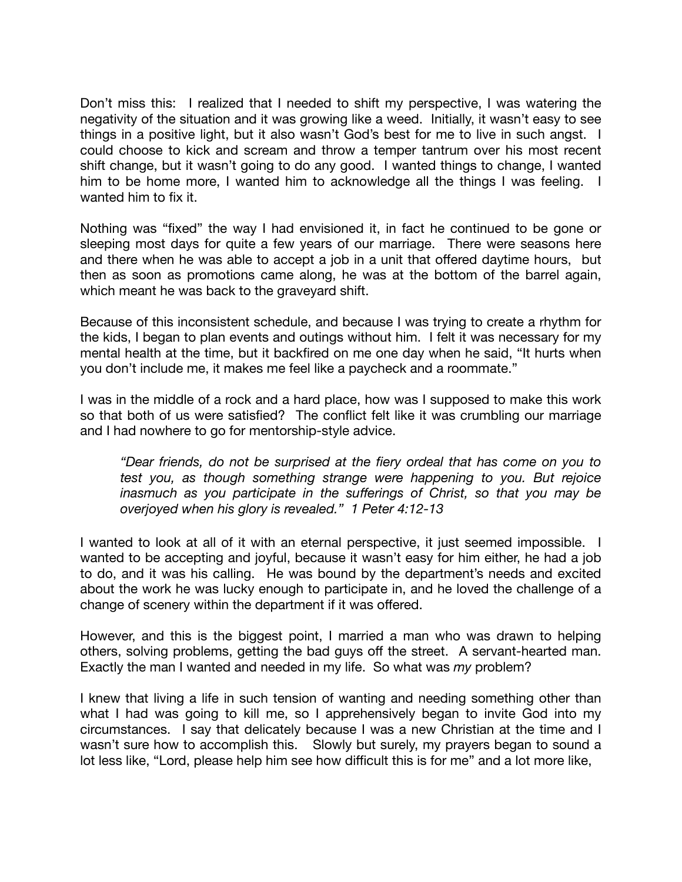Don't miss this: I realized that I needed to shift my perspective, I was watering the negativity of the situation and it was growing like a weed. Initially, it wasn't easy to see things in a positive light, but it also wasn't God's best for me to live in such angst. I could choose to kick and scream and throw a temper tantrum over his most recent shift change, but it wasn't going to do any good. I wanted things to change, I wanted him to be home more, I wanted him to acknowledge all the things I was feeling. I wanted him to fix it.

Nothing was "fixed" the way I had envisioned it, in fact he continued to be gone or sleeping most days for quite a few years of our marriage. There were seasons here and there when he was able to accept a job in a unit that offered daytime hours, but then as soon as promotions came along, he was at the bottom of the barrel again, which meant he was back to the graveyard shift.

Because of this inconsistent schedule, and because I was trying to create a rhythm for the kids, I began to plan events and outings without him. I felt it was necessary for my mental health at the time, but it backfired on me one day when he said, "It hurts when you don't include me, it makes me feel like a paycheck and a roommate."

I was in the middle of a rock and a hard place, how was I supposed to make this work so that both of us were satisfied? The conflict felt like it was crumbling our marriage and I had nowhere to go for mentorship-style advice.

> *"Dear friends, do not be surprised at the fiery ordeal that has come on you to test you, as though something strange were happening to you. But rejoice inasmuch as you participate in the sufferings of Christ, so that you may be overjoyed when his glory is revealed." 1 Peter 4:12-13*

I wanted to look at all of it with an eternal perspective, it just seemed impossible. I wanted to be accepting and joyful, because it wasn't easy for him either, he had a job to do, and it was his calling. He was bound by the department's needs and excited about the work he was lucky enough to participate in, and he loved the challenge of a change of scenery within the department if it was offered.

However, and this is the biggest point, I married a man who was drawn to helping others, solving problems, getting the bad guys off the street. A servant-hearted man. Exactly the man I wanted and needed in my life. So what was *my* problem?

I knew that living a life in such tension of wanting and needing something other than what I had was going to kill me, so I apprehensively began to invite God into my circumstances. I say that delicately because I was a new Christian at the time and I wasn't sure how to accomplish this. Slowly but surely, my prayers began to sound a lot less like, "Lord, please help him see how difficult this is for me" and a lot more like,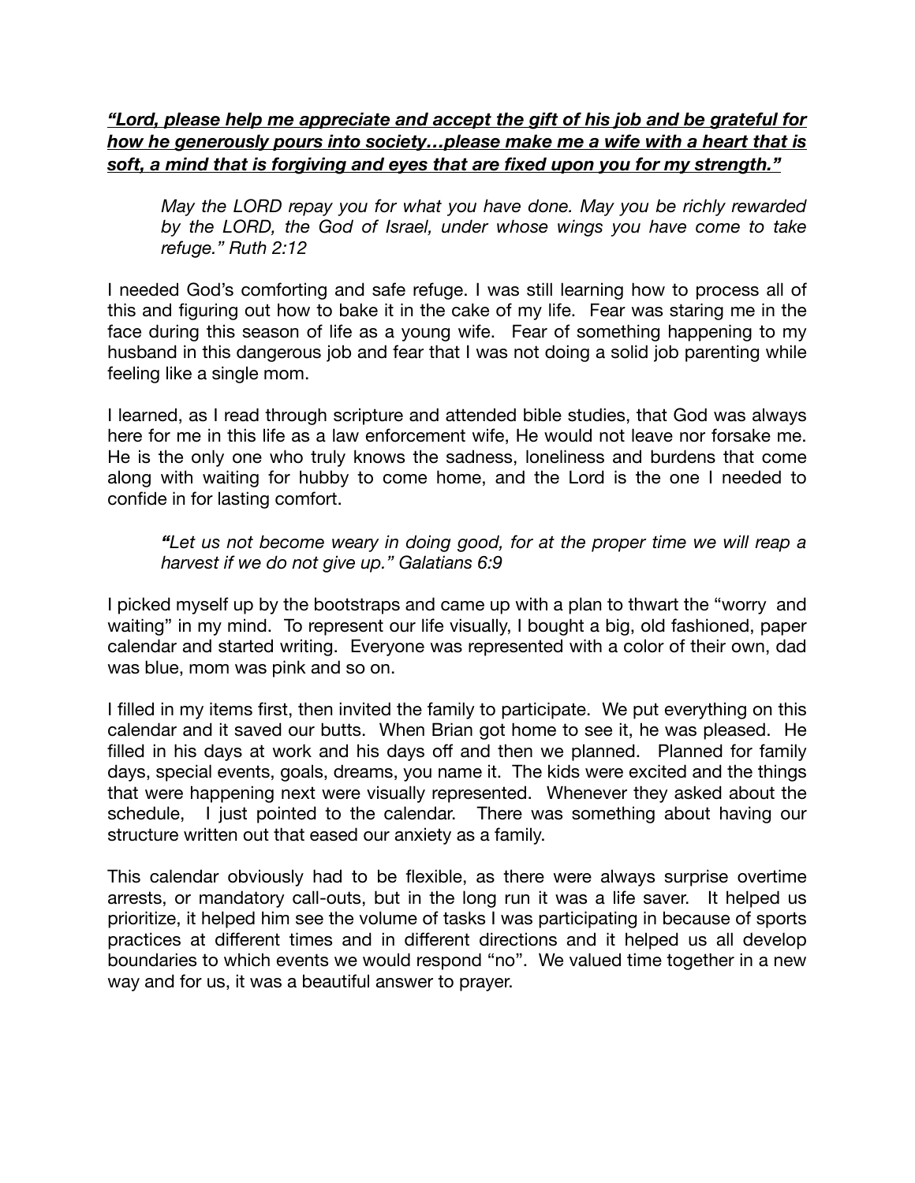***<u>"Lord, please help me appreciate and accept the gift of his job and be grateful for how he generously pours into society…please make me a wife with a heart that is soft, a mind that is forgiving and eyes that are fixed upon you for my strength."</u>***

> *May the LORD repay you for what you have done. May you be richly rewarded by the LORD, the God of Israel, under whose wings you have come to take refuge." Ruth 2:12*

I needed God's comforting and safe refuge. I was still learning how to process all of this and figuring out how to bake it in the cake of my life. Fear was staring me in the face during this season of life as a young wife. Fear of something happening to my husband in this dangerous job and fear that I was not doing a solid job parenting while feeling like a single mom.

I learned, as I read through scripture and attended bible studies, that God was always here for me in this life as a law enforcement wife, He would not leave nor forsake me. He is the only one who truly knows the sadness, loneliness and burdens that come along with waiting for hubby to come home, and the Lord is the one I needed to confide in for lasting comfort.

> ***"****Let us not become weary in doing good, for at the proper time we will reap a harvest if we do not give up." Galatians 6:9*

I picked myself up by the bootstraps and came up with a plan to thwart the "worry and waiting" in my mind. To represent our life visually, I bought a big, old fashioned, paper calendar and started writing. Everyone was represented with a color of their own, dad was blue, mom was pink and so on.

I filled in my items first, then invited the family to participate. We put everything on this calendar and it saved our butts. When Brian got home to see it, he was pleased. He filled in his days at work and his days off and then we planned. Planned for family days, special events, goals, dreams, you name it. The kids were excited and the things that were happening next were visually represented. Whenever they asked about the schedule, I just pointed to the calendar. There was something about having our structure written out that eased our anxiety as a family.

This calendar obviously had to be flexible, as there were always surprise overtime arrests, or mandatory call-outs, but in the long run it was a life saver. It helped us prioritize, it helped him see the volume of tasks I was participating in because of sports practices at different times and in different directions and it helped us all develop boundaries to which events we would respond "no". We valued time together in a new way and for us, it was a beautiful answer to prayer.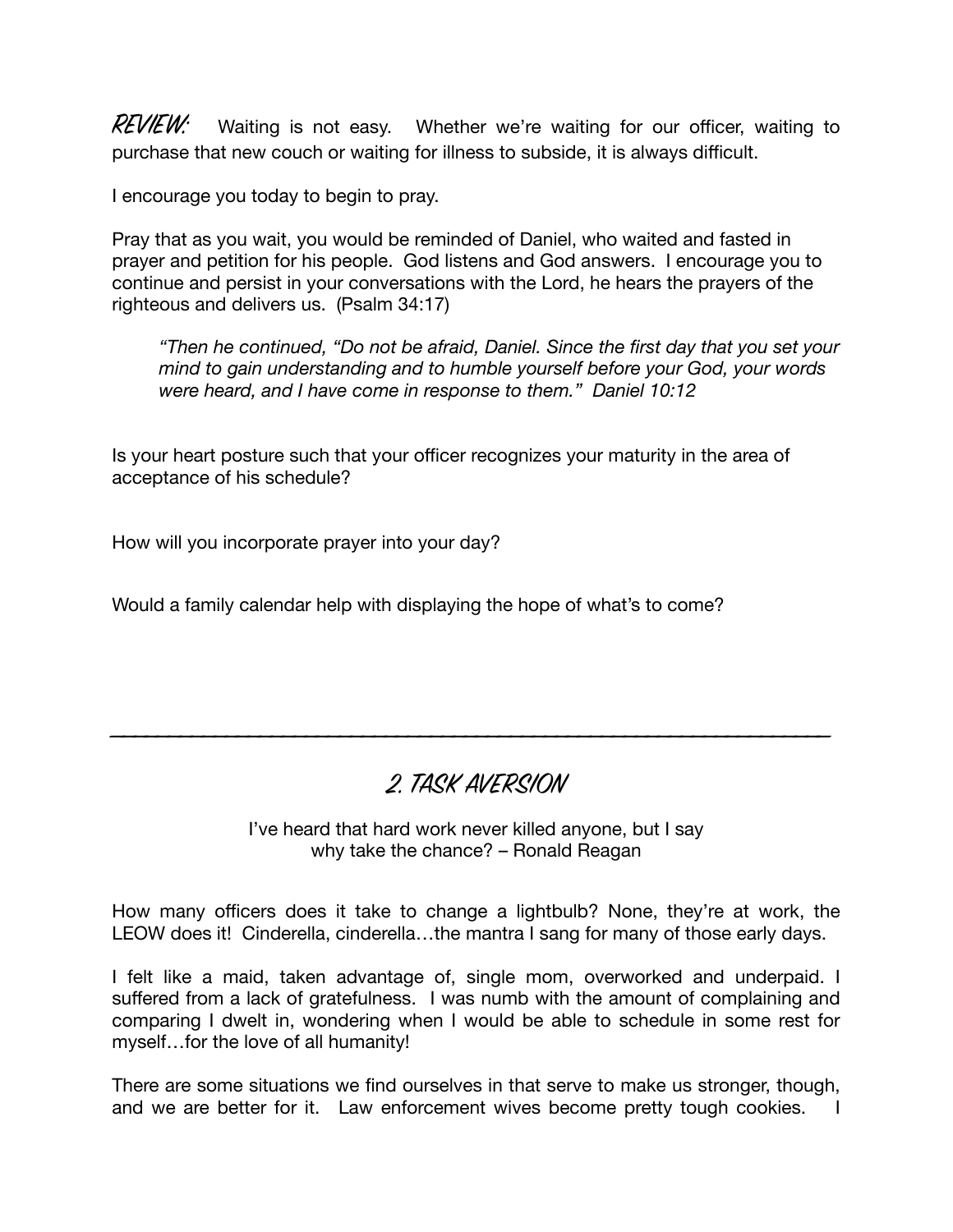**REVIEW:** Waiting is not easy. Whether we're waiting for our officer, waiting to purchase that new couch or waiting for illness to subside, it is always difficult.

I encourage you today to begin to pray.

Pray that as you wait, you would be reminded of Daniel, who waited and fasted in prayer and petition for his people. God listens and God answers. I encourage you to continue and persist in your conversations with the Lord, he hears the prayers of the righteous and delivers us. (Psalm 34:17)

> *"Then he continued, "Do not be afraid, Daniel. Since the first day that you set your mind to gain understanding and to humble yourself before your God, your words were heard, and I have come in response to them." Daniel 10:12*

Is your heart posture such that your officer recognizes your maturity in the area of acceptance of his schedule?

How will you incorporate prayer into your day?

Would a family calendar help with displaying the hope of what's to come?

---

## 2. TASK AVERSION

I've heard that hard work never killed anyone, but I say why take the chance? – Ronald Reagan

How many officers does it take to change a lightbulb? None, they're at work, the LEOW does it! Cinderella, cinderella…the mantra I sang for many of those early days.

I felt like a maid, taken advantage of, single mom, overworked and underpaid. I suffered from a lack of gratefulness. I was numb with the amount of complaining and comparing I dwelt in, wondering when I would be able to schedule in some rest for myself…for the love of all humanity!

There are some situations we find ourselves in that serve to make us stronger, though, and we are better for it. Law enforcement wives become pretty tough cookies. I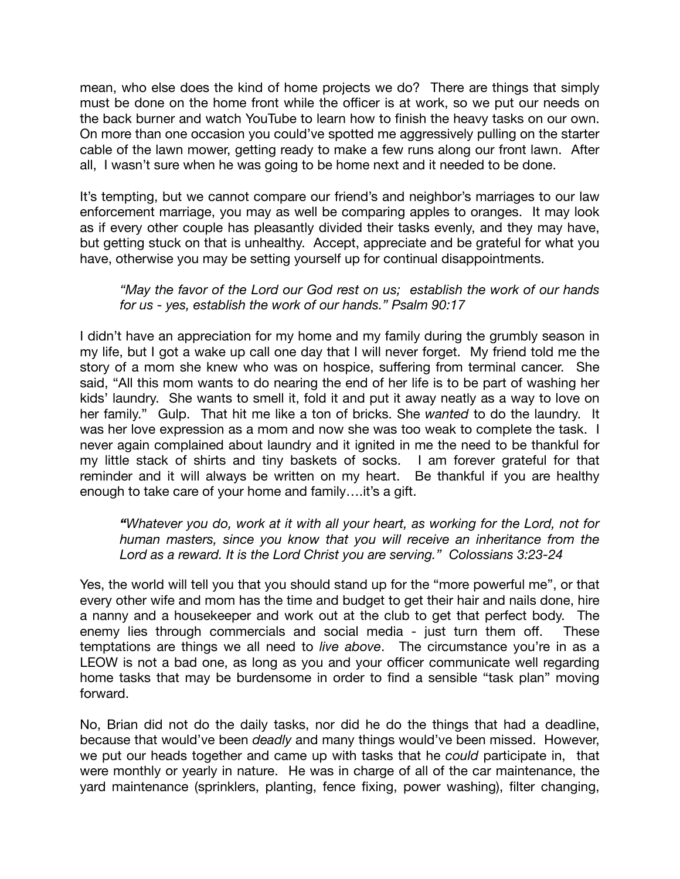mean, who else does the kind of home projects we do? There are things that simply must be done on the home front while the officer is at work, so we put our needs on the back burner and watch YouTube to learn how to finish the heavy tasks on our own. On more than one occasion you could've spotted me aggressively pulling on the starter cable of the lawn mower, getting ready to make a few runs along our front lawn. After all, I wasn't sure when he was going to be home next and it needed to be done.

It's tempting, but we cannot compare our friend's and neighbor's marriages to our law enforcement marriage, you may as well be comparing apples to oranges. It may look as if every other couple has pleasantly divided their tasks evenly, and they may have, but getting stuck on that is unhealthy. Accept, appreciate and be grateful for what you have, otherwise you may be setting yourself up for continual disappointments.

> *"May the favor of the Lord our God rest on us; establish the work of our hands for us - yes, establish the work of our hands." Psalm 90:17*

I didn't have an appreciation for my home and my family during the grumbly season in my life, but I got a wake up call one day that I will never forget. My friend told me the story of a mom she knew who was on hospice, suffering from terminal cancer. She said, "All this mom wants to do nearing the end of her life is to be part of washing her kids' laundry. She wants to smell it, fold it and put it away neatly as a way to love on her family." Gulp. That hit me like a ton of bricks. She *wanted* to do the laundry. It was her love expression as a mom and now she was too weak to complete the task. I never again complained about laundry and it ignited in me the need to be thankful for my little stack of shirts and tiny baskets of socks. I am forever grateful for that reminder and it will always be written on my heart. Be thankful if you are healthy enough to take care of your home and family….it's a gift.

> *"Whatever you do, work at it with all your heart, as working for the Lord, not for human masters, since you know that you will receive an inheritance from the Lord as a reward. It is the Lord Christ you are serving." Colossians 3:23-24*

Yes, the world will tell you that you should stand up for the "more powerful me", or that every other wife and mom has the time and budget to get their hair and nails done, hire a nanny and a housekeeper and work out at the club to get that perfect body. The enemy lies through commercials and social media - just turn them off. These temptations are things we all need to *live above*. The circumstance you're in as a LEOW is not a bad one, as long as you and your officer communicate well regarding home tasks that may be burdensome in order to find a sensible "task plan" moving forward.

No, Brian did not do the daily tasks, nor did he do the things that had a deadline, because that would've been *deadly* and many things would've been missed. However, we put our heads together and came up with tasks that he *could* participate in, that were monthly or yearly in nature. He was in charge of all of the car maintenance, the yard maintenance (sprinklers, planting, fence fixing, power washing), filter changing,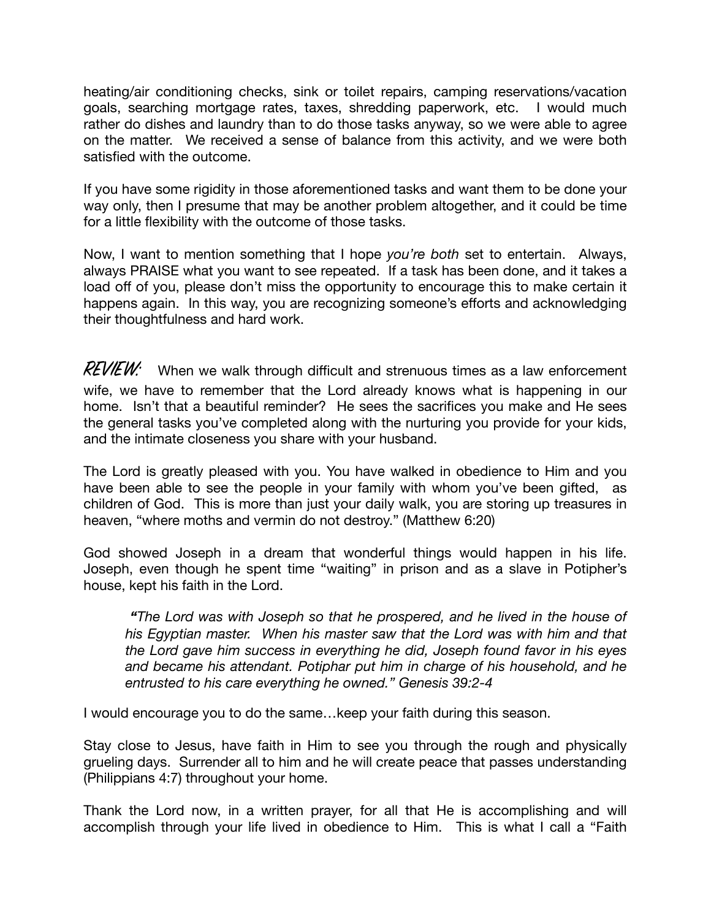heating/air conditioning checks, sink or toilet repairs, camping reservations/vacation goals, searching mortgage rates, taxes, shredding paperwork, etc. I would much rather do dishes and laundry than to do those tasks anyway, so we were able to agree on the matter. We received a sense of balance from this activity, and we were both satisfied with the outcome.

If you have some rigidity in those aforementioned tasks and want them to be done your way only, then I presume that may be another problem altogether, and it could be time for a little flexibility with the outcome of those tasks.

Now, I want to mention something that I hope *you're both* set to entertain. Always, always PRAISE what you want to see repeated. If a task has been done, and it takes a load off of you, please don't miss the opportunity to encourage this to make certain it happens again. In this way, you are recognizing someone's efforts and acknowledging their thoughtfulness and hard work.

**REVIEW:** When we walk through difficult and strenuous times as a law enforcement wife, we have to remember that the Lord already knows what is happening in our home. Isn't that a beautiful reminder? He sees the sacrifices you make and He sees the general tasks you've completed along with the nurturing you provide for your kids, and the intimate closeness you share with your husband.

The Lord is greatly pleased with you. You have walked in obedience to Him and you have been able to see the people in your family with whom you've been gifted, as children of God. This is more than just your daily walk, you are storing up treasures in heaven, "where moths and vermin do not destroy." (Matthew 6:20)

God showed Joseph in a dream that wonderful things would happen in his life. Joseph, even though he spent time "waiting" in prison and as a slave in Potipher's house, kept his faith in the Lord.

> ***"****The Lord was with Joseph so that he prospered, and he lived in the house of his Egyptian master. When his master saw that the Lord was with him and that the Lord gave him success in everything he did, Joseph found favor in his eyes and became his attendant. Potiphar put him in charge of his household, and he entrusted to his care everything he owned." Genesis 39:2-4*

I would encourage you to do the same…keep your faith during this season.

Stay close to Jesus, have faith in Him to see you through the rough and physically grueling days. Surrender all to him and he will create peace that passes understanding (Philippians 4:7) throughout your home.

Thank the Lord now, in a written prayer, for all that He is accomplishing and will accomplish through your life lived in obedience to Him. This is what I call a "Faith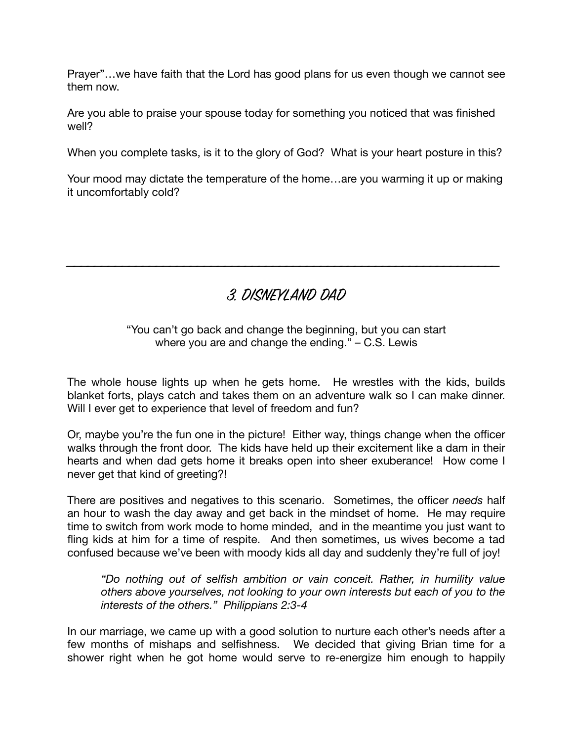Prayer"…we have faith that the Lord has good plans for us even though we cannot see them now.

Are you able to praise your spouse today for something you noticed that was finished well?

When you complete tasks, is it to the glory of God? What is your heart posture in this?

Your mood may dictate the temperature of the home…are you warming it up or making it uncomfortably cold?

---

## 3. DISNEYLAND DAD

"You can't go back and change the beginning, but you can start where you are and change the ending." – C.S. Lewis

The whole house lights up when he gets home. He wrestles with the kids, builds blanket forts, plays catch and takes them on an adventure walk so I can make dinner. Will I ever get to experience that level of freedom and fun?

Or, maybe you're the fun one in the picture! Either way, things change when the officer walks through the front door. The kids have held up their excitement like a dam in their hearts and when dad gets home it breaks open into sheer exuberance! How come I never get that kind of greeting?!

There are positives and negatives to this scenario. Sometimes, the officer *needs* half an hour to wash the day away and get back in the mindset of home. He may require time to switch from work mode to home minded, and in the meantime you just want to fling kids at him for a time of respite. And then sometimes, us wives become a tad confused because we've been with moody kids all day and suddenly they're full of joy!

> *"Do nothing out of selfish ambition or vain conceit. Rather, in humility value others above yourselves, not looking to your own interests but each of you to the interests of the others." Philippians 2:3-4*

In our marriage, we came up with a good solution to nurture each other's needs after a few months of mishaps and selfishness. We decided that giving Brian time for a shower right when he got home would serve to re-energize him enough to happily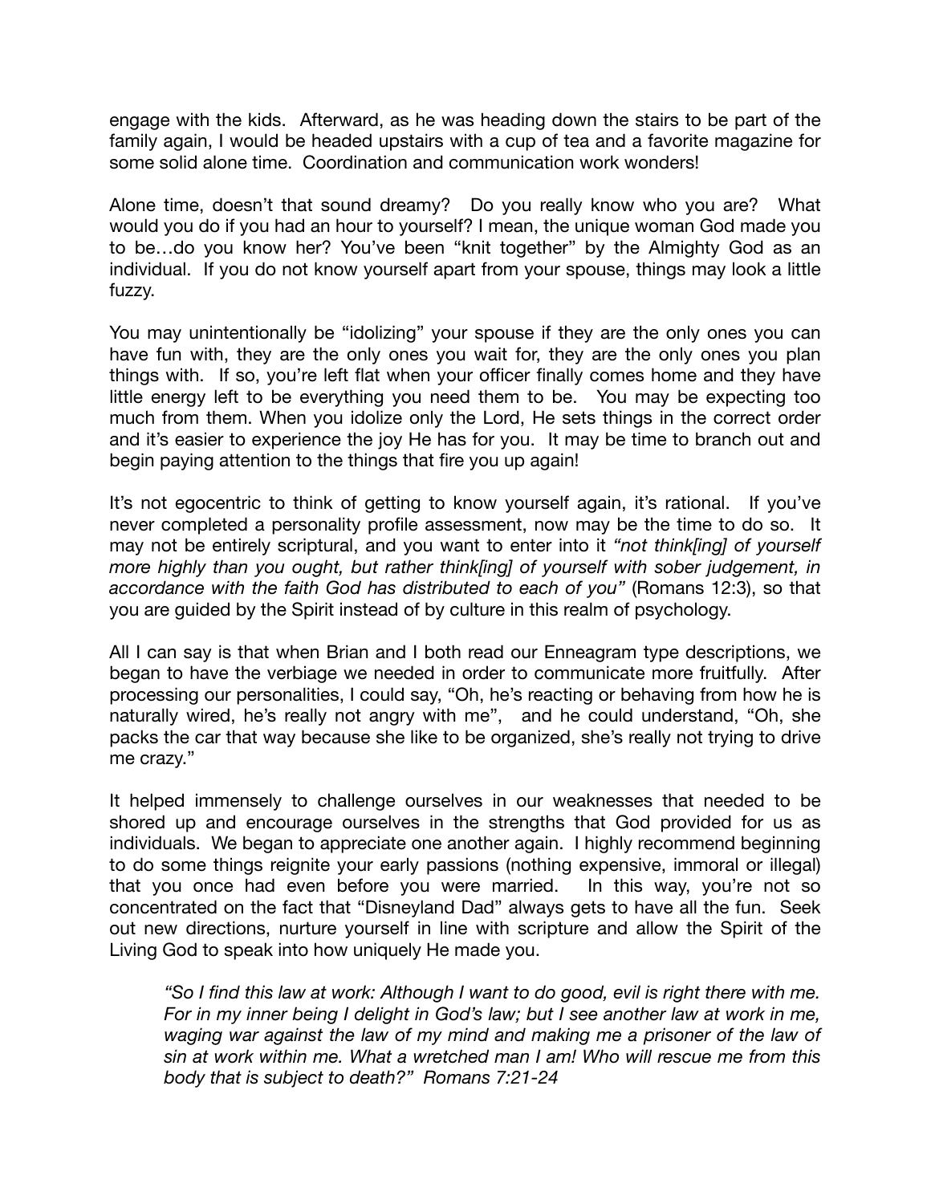engage with the kids. Afterward, as he was heading down the stairs to be part of the family again, I would be headed upstairs with a cup of tea and a favorite magazine for some solid alone time. Coordination and communication work wonders!

Alone time, doesn't that sound dreamy? Do you really know who you are? What would you do if you had an hour to yourself? I mean, the unique woman God made you to be…do you know her? You've been "knit together" by the Almighty God as an individual. If you do not know yourself apart from your spouse, things may look a little fuzzy.

You may unintentionally be "idolizing" your spouse if they are the only ones you can have fun with, they are the only ones you wait for, they are the only ones you plan things with. If so, you're left flat when your officer finally comes home and they have little energy left to be everything you need them to be. You may be expecting too much from them. When you idolize only the Lord, He sets things in the correct order and it's easier to experience the joy He has for you. It may be time to branch out and begin paying attention to the things that fire you up again!

It's not egocentric to think of getting to know yourself again, it's rational. If you've never completed a personality profile assessment, now may be the time to do so. It may not be entirely scriptural, and you want to enter into it *"not think[ing] of yourself more highly than you ought, but rather think[ing] of yourself with sober judgement, in accordance with the faith God has distributed to each of you"* (Romans 12:3), so that you are guided by the Spirit instead of by culture in this realm of psychology.

All I can say is that when Brian and I both read our Enneagram type descriptions, we began to have the verbiage we needed in order to communicate more fruitfully. After processing our personalities, I could say, "Oh, he's reacting or behaving from how he is naturally wired, he's really not angry with me", and he could understand, "Oh, she packs the car that way because she like to be organized, she's really not trying to drive me crazy."

It helped immensely to challenge ourselves in our weaknesses that needed to be shored up and encourage ourselves in the strengths that God provided for us as individuals. We began to appreciate one another again. I highly recommend beginning to do some things reignite your early passions (nothing expensive, immoral or illegal) that you once had even before you were married. In this way, you're not so concentrated on the fact that "Disneyland Dad" always gets to have all the fun. Seek out new directions, nurture yourself in line with scripture and allow the Spirit of the Living God to speak into how uniquely He made you.

> *"So I find this law at work: Although I want to do good, evil is right there with me. For in my inner being I delight in God's law; but I see another law at work in me, waging war against the law of my mind and making me a prisoner of the law of sin at work within me. What a wretched man I am! Who will rescue me from this body that is subject to death?" Romans 7:21-24*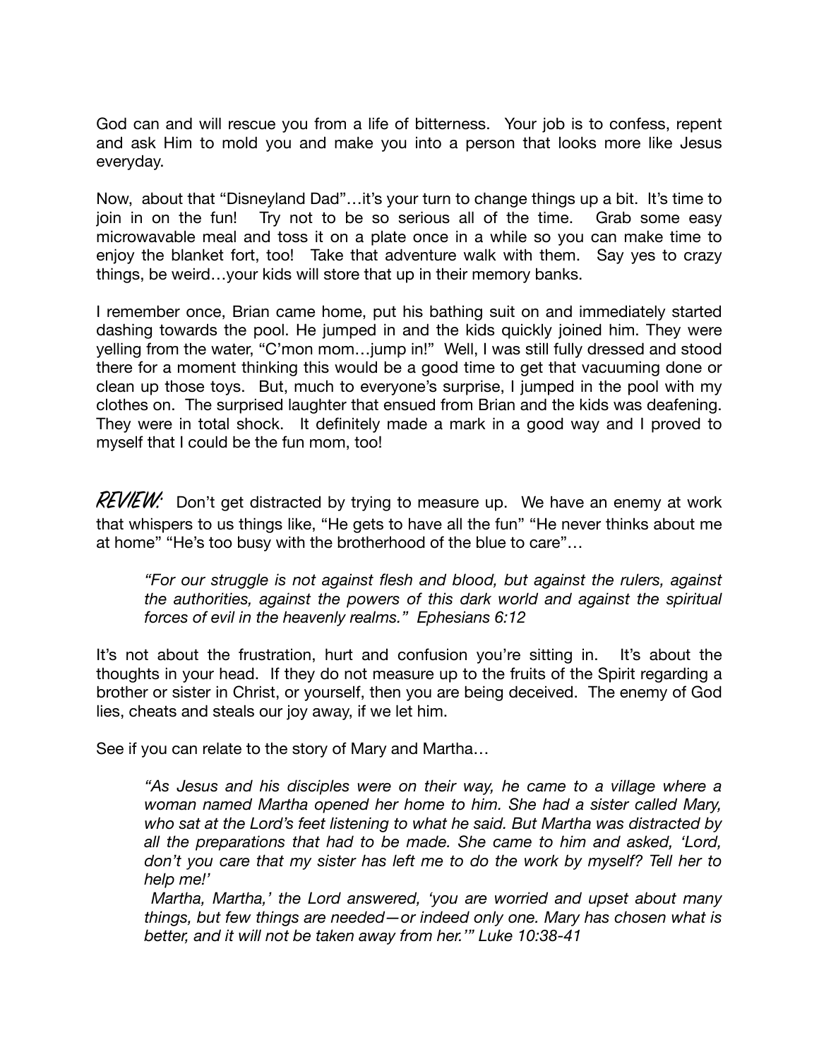God can and will rescue you from a life of bitterness. Your job is to confess, repent and ask Him to mold you and make you into a person that looks more like Jesus everyday.

Now, about that "Disneyland Dad"…it's your turn to change things up a bit. It's time to join in on the fun! Try not to be so serious all of the time. Grab some easy microwavable meal and toss it on a plate once in a while so you can make time to enjoy the blanket fort, too! Take that adventure walk with them. Say yes to crazy things, be weird…your kids will store that up in their memory banks.

I remember once, Brian came home, put his bathing suit on and immediately started dashing towards the pool. He jumped in and the kids quickly joined him. They were yelling from the water, "C'mon mom…jump in!" Well, I was still fully dressed and stood there for a moment thinking this would be a good time to get that vacuuming done or clean up those toys. But, much to everyone's surprise, I jumped in the pool with my clothes on. The surprised laughter that ensued from Brian and the kids was deafening. They were in total shock. It definitely made a mark in a good way and I proved to myself that I could be the fun mom, too!

**REVIEW:** Don't get distracted by trying to measure up. We have an enemy at work that whispers to us things like, "He gets to have all the fun" "He never thinks about me at home" "He's too busy with the brotherhood of the blue to care"…

> *"For our struggle is not against flesh and blood, but against the rulers, against the authorities, against the powers of this dark world and against the spiritual forces of evil in the heavenly realms." Ephesians 6:12*

It's not about the frustration, hurt and confusion you're sitting in. It's about the thoughts in your head. If they do not measure up to the fruits of the Spirit regarding a brother or sister in Christ, or yourself, then you are being deceived. The enemy of God lies, cheats and steals our joy away, if we let him.

See if you can relate to the story of Mary and Martha…

> *"As Jesus and his disciples were on their way, he came to a village where a woman named Martha opened her home to him. She had a sister called Mary, who sat at the Lord's feet listening to what he said. But Martha was distracted by all the preparations that had to be made. She came to him and asked, 'Lord, don't you care that my sister has left me to do the work by myself? Tell her to help me!'*
>
> *Martha, Martha,' the Lord answered, 'you are worried and upset about many things, but few things are needed—or indeed only one. Mary has chosen what is better, and it will not be taken away from her.'" Luke 10:38-41*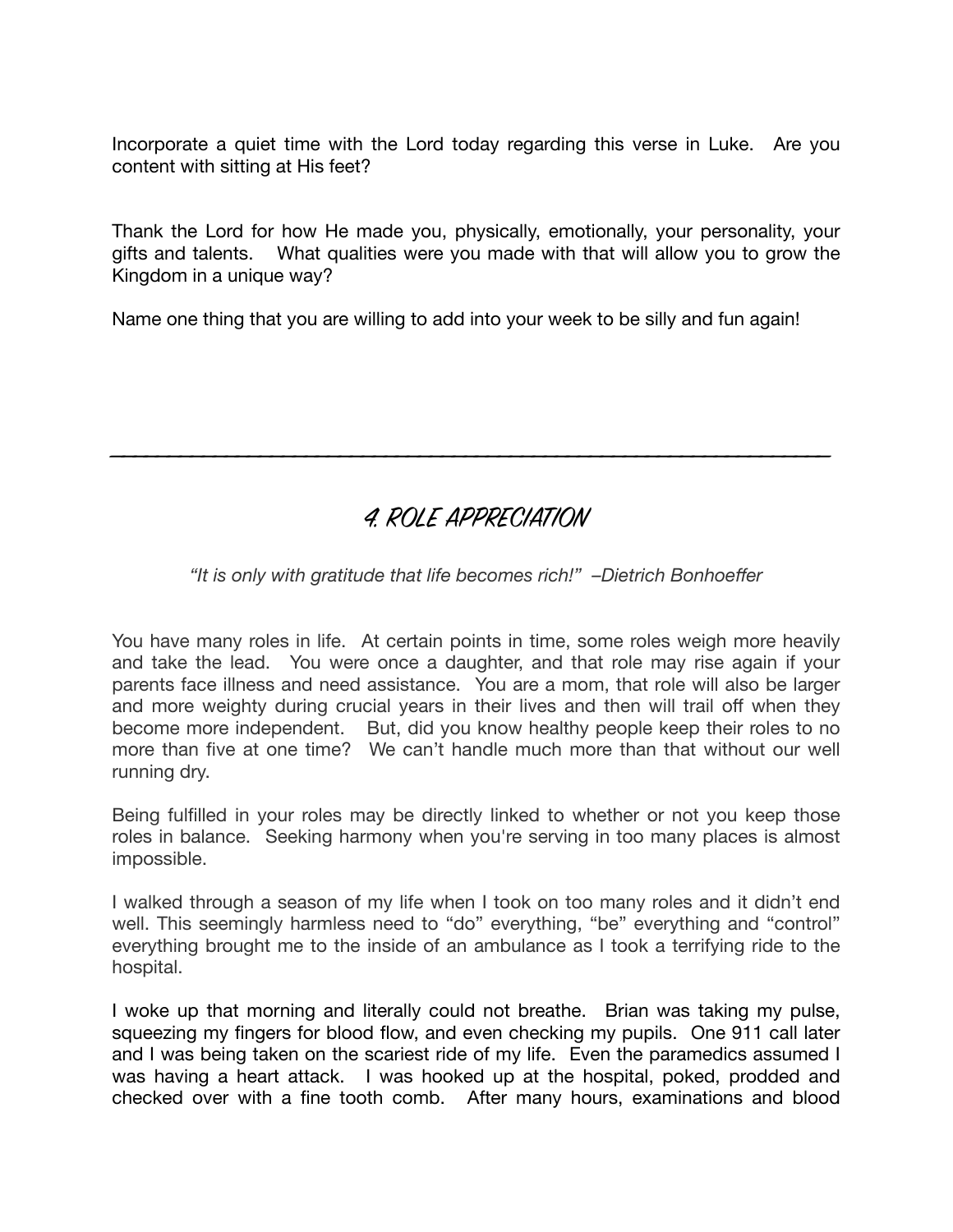Incorporate a quiet time with the Lord today regarding this verse in Luke. Are you content with sitting at His feet?

Thank the Lord for how He made you, physically, emotionally, your personality, your gifts and talents. What qualities were you made with that will allow you to grow the Kingdom in a unique way?

Name one thing that you are willing to add into your week to be silly and fun again!

---

## 4. ROLE APPRECIATION

*"It is only with gratitude that life becomes rich!" –Dietrich Bonhoeffer*

You have many roles in life. At certain points in time, some roles weigh more heavily and take the lead. You were once a daughter, and that role may rise again if your parents face illness and need assistance. You are a mom, that role will also be larger and more weighty during crucial years in their lives and then will trail off when they become more independent. But, did you know healthy people keep their roles to no more than five at one time? We can't handle much more than that without our well running dry.

Being fulfilled in your roles may be directly linked to whether or not you keep those roles in balance. Seeking harmony when you're serving in too many places is almost impossible.

I walked through a season of my life when I took on too many roles and it didn't end well. This seemingly harmless need to "do" everything, "be" everything and "control" everything brought me to the inside of an ambulance as I took a terrifying ride to the hospital.

I woke up that morning and literally could not breathe. Brian was taking my pulse, squeezing my fingers for blood flow, and even checking my pupils. One 911 call later and I was being taken on the scariest ride of my life. Even the paramedics assumed I was having a heart attack. I was hooked up at the hospital, poked, prodded and checked over with a fine tooth comb. After many hours, examinations and blood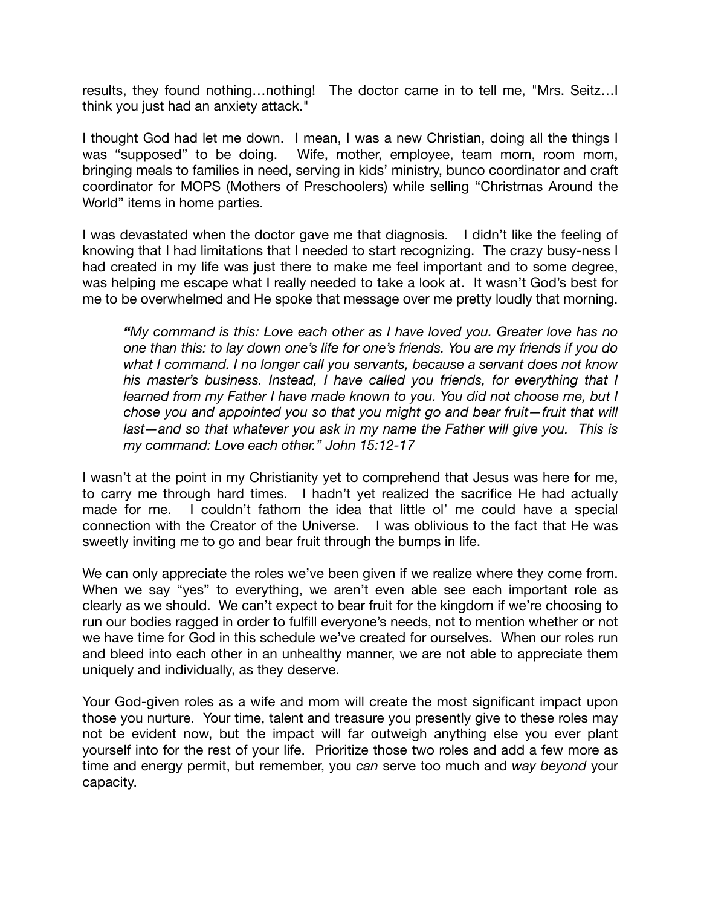results, they found nothing…nothing! The doctor came in to tell me, "Mrs. Seitz…I think you just had an anxiety attack."

I thought God had let me down. I mean, I was a new Christian, doing all the things I was "supposed" to be doing. Wife, mother, employee, team mom, room mom, bringing meals to families in need, serving in kids' ministry, bunco coordinator and craft coordinator for MOPS (Mothers of Preschoolers) while selling "Christmas Around the World" items in home parties.

I was devastated when the doctor gave me that diagnosis. I didn't like the feeling of knowing that I had limitations that I needed to start recognizing. The crazy busy-ness I had created in my life was just there to make me feel important and to some degree, was helping me escape what I really needed to take a look at. It wasn't God's best for me to be overwhelmed and He spoke that message over me pretty loudly that morning.

> *"My command is this: Love each other as I have loved you. Greater love has no one than this: to lay down one's life for one's friends. You are my friends if you do what I command. I no longer call you servants, because a servant does not know his master's business. Instead, I have called you friends, for everything that I learned from my Father I have made known to you. You did not choose me, but I chose you and appointed you so that you might go and bear fruit—fruit that will last—and so that whatever you ask in my name the Father will give you. This is my command: Love each other." John 15:12-17*

I wasn't at the point in my Christianity yet to comprehend that Jesus was here for me, to carry me through hard times. I hadn't yet realized the sacrifice He had actually made for me. I couldn't fathom the idea that little ol' me could have a special connection with the Creator of the Universe. I was oblivious to the fact that He was sweetly inviting me to go and bear fruit through the bumps in life.

We can only appreciate the roles we've been given if we realize where they come from. When we say "yes" to everything, we aren't even able see each important role as clearly as we should. We can't expect to bear fruit for the kingdom if we're choosing to run our bodies ragged in order to fulfill everyone's needs, not to mention whether or not we have time for God in this schedule we've created for ourselves. When our roles run and bleed into each other in an unhealthy manner, we are not able to appreciate them uniquely and individually, as they deserve.

Your God-given roles as a wife and mom will create the most significant impact upon those you nurture. Your time, talent and treasure you presently give to these roles may not be evident now, but the impact will far outweigh anything else you ever plant yourself into for the rest of your life. Prioritize those two roles and add a few more as time and energy permit, but remember, you *can* serve too much and *way beyond* your capacity.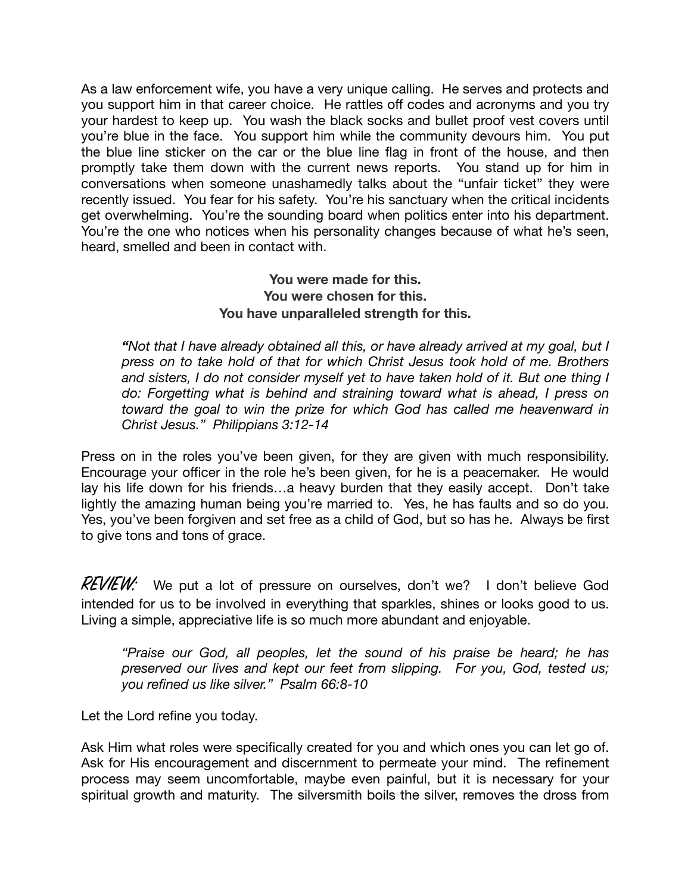As a law enforcement wife, you have a very unique calling. He serves and protects and you support him in that career choice. He rattles off codes and acronyms and you try your hardest to keep up. You wash the black socks and bullet proof vest covers until you're blue in the face. You support him while the community devours him. You put the blue line sticker on the car or the blue line flag in front of the house, and then promptly take them down with the current news reports. You stand up for him in conversations when someone unashamedly talks about the "unfair ticket" they were recently issued. You fear for his safety. You're his sanctuary when the critical incidents get overwhelming. You're the sounding board when politics enter into his department. You're the one who notices when his personality changes because of what he's seen, heard, smelled and been in contact with.

**You were made for this.**
**You were chosen for this.**
**You have unparalleled strength for this.**

> *"Not that I have already obtained all this, or have already arrived at my goal, but I press on to take hold of that for which Christ Jesus took hold of me. Brothers and sisters, I do not consider myself yet to have taken hold of it. But one thing I do: Forgetting what is behind and straining toward what is ahead, I press on toward the goal to win the prize for which God has called me heavenward in Christ Jesus." Philippians 3:12-14*

Press on in the roles you've been given, for they are given with much responsibility. Encourage your officer in the role he's been given, for he is a peacemaker. He would lay his life down for his friends…a heavy burden that they easily accept. Don't take lightly the amazing human being you're married to. Yes, he has faults and so do you. Yes, you've been forgiven and set free as a child of God, but so has he. Always be first to give tons and tons of grace.

**REVIEW:** We put a lot of pressure on ourselves, don't we? I don't believe God intended for us to be involved in everything that sparkles, shines or looks good to us. Living a simple, appreciative life is so much more abundant and enjoyable.

> *"Praise our God, all peoples, let the sound of his praise be heard; he has preserved our lives and kept our feet from slipping. For you, God, tested us; you refined us like silver." Psalm 66:8-10*

Let the Lord refine you today.

Ask Him what roles were specifically created for you and which ones you can let go of. Ask for His encouragement and discernment to permeate your mind. The refinement process may seem uncomfortable, maybe even painful, but it is necessary for your spiritual growth and maturity. The silversmith boils the silver, removes the dross from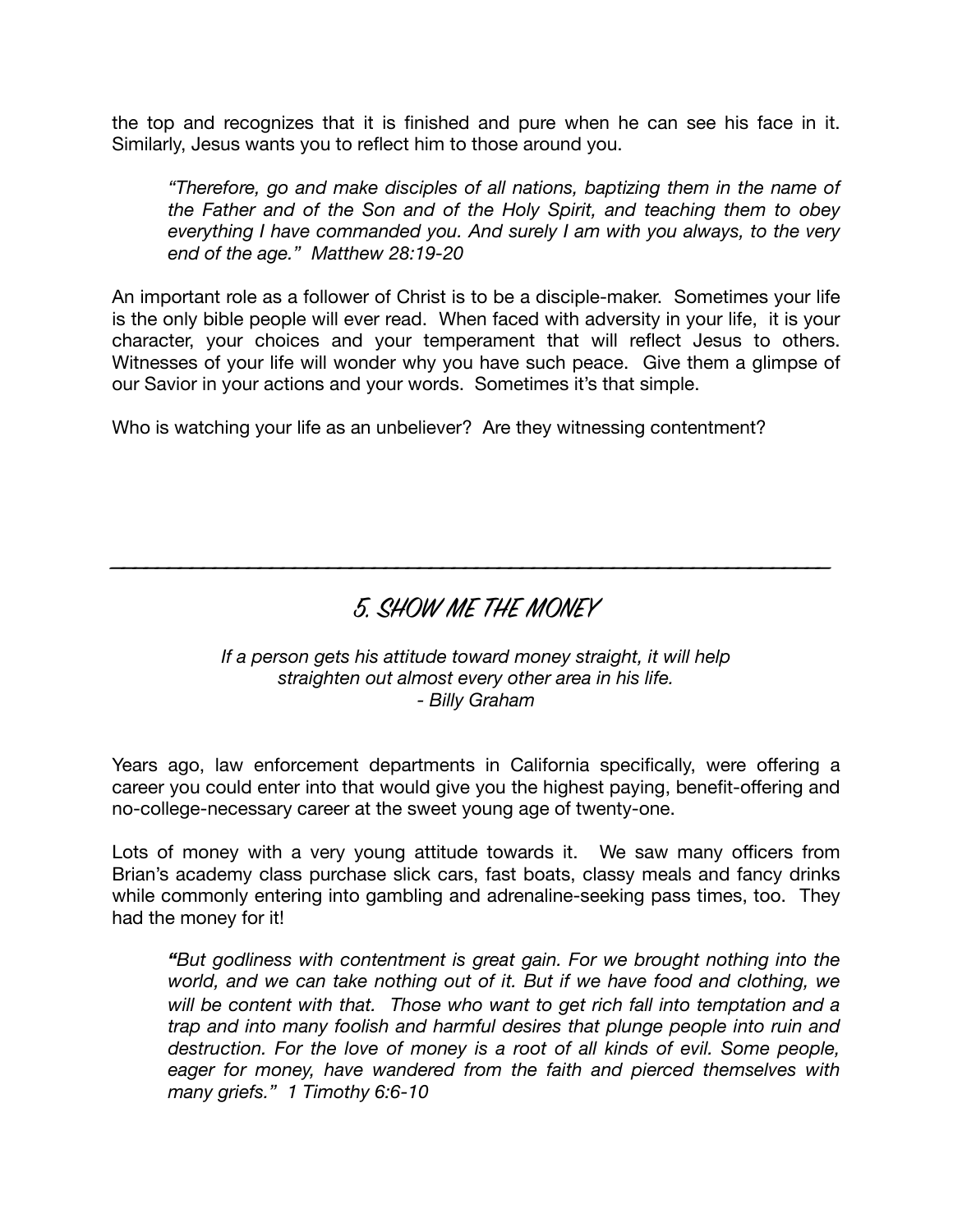the top and recognizes that it is finished and pure when he can see his face in it. Similarly, Jesus wants you to reflect him to those around you.

> *"Therefore, go and make disciples of all nations, baptizing them in the name of the Father and of the Son and of the Holy Spirit, and teaching them to obey everything I have commanded you. And surely I am with you always, to the very end of the age." Matthew 28:19-20*

An important role as a follower of Christ is to be a disciple-maker. Sometimes your life is the only bible people will ever read. When faced with adversity in your life, it is your character, your choices and your temperament that will reflect Jesus to others. Witnesses of your life will wonder why you have such peace. Give them a glimpse of our Savior in your actions and your words. Sometimes it's that simple.

Who is watching your life as an unbeliever? Are they witnessing contentment?

---

## 5. SHOW ME THE MONEY

*If a person gets his attitude toward money straight, it will help straighten out almost every other area in his life.*
*- Billy Graham*

Years ago, law enforcement departments in California specifically, were offering a career you could enter into that would give you the highest paying, benefit-offering and no-college-necessary career at the sweet young age of twenty-one.

Lots of money with a very young attitude towards it. We saw many officers from Brian's academy class purchase slick cars, fast boats, classy meals and fancy drinks while commonly entering into gambling and adrenaline-seeking pass times, too. They had the money for it!

> ***"****But godliness with contentment is great gain. For we brought nothing into the world, and we can take nothing out of it. But if we have food and clothing, we will be content with that. Those who want to get rich fall into temptation and a trap and into many foolish and harmful desires that plunge people into ruin and destruction. For the love of money is a root of all kinds of evil. Some people, eager for money, have wandered from the faith and pierced themselves with many griefs." 1 Timothy 6:6-10*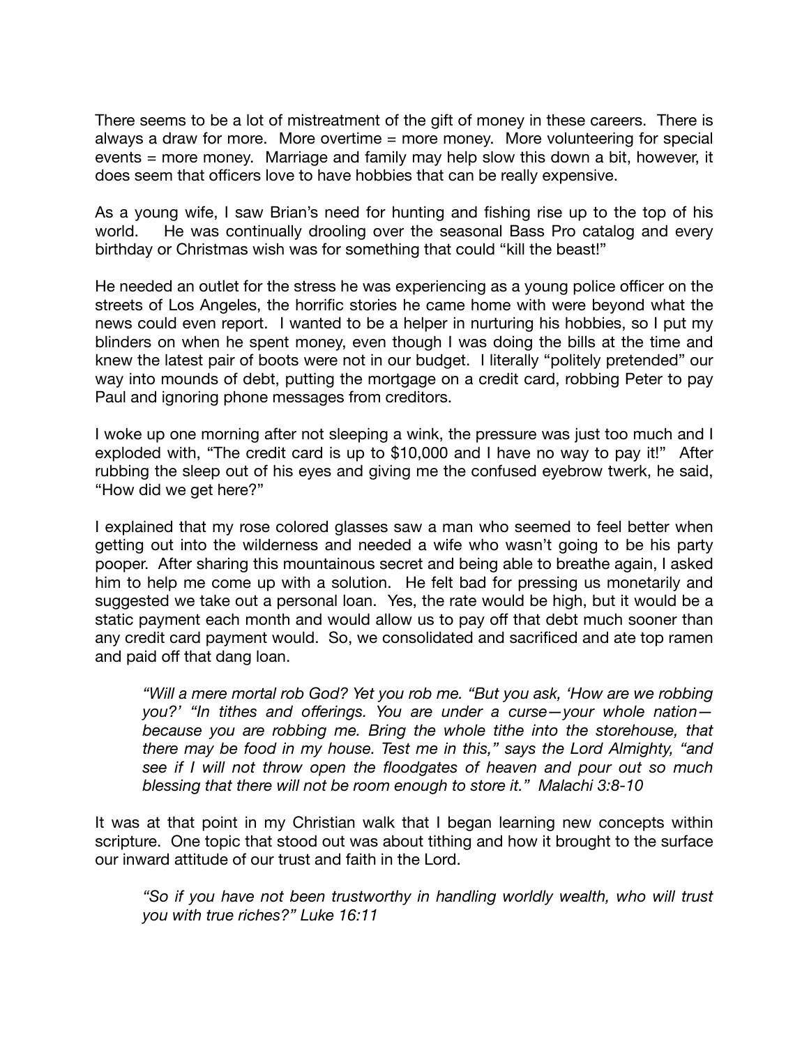There seems to be a lot of mistreatment of the gift of money in these careers. There is always a draw for more. More overtime = more money. More volunteering for special events = more money. Marriage and family may help slow this down a bit, however, it does seem that officers love to have hobbies that can be really expensive.

As a young wife, I saw Brian's need for hunting and fishing rise up to the top of his world. He was continually drooling over the seasonal Bass Pro catalog and every birthday or Christmas wish was for something that could "kill the beast!"

He needed an outlet for the stress he was experiencing as a young police officer on the streets of Los Angeles, the horrific stories he came home with were beyond what the news could even report. I wanted to be a helper in nurturing his hobbies, so I put my blinders on when he spent money, even though I was doing the bills at the time and knew the latest pair of boots were not in our budget. I literally "politely pretended" our way into mounds of debt, putting the mortgage on a credit card, robbing Peter to pay Paul and ignoring phone messages from creditors.

I woke up one morning after not sleeping a wink, the pressure was just too much and I exploded with, "The credit card is up to $10,000 and I have no way to pay it!" After rubbing the sleep out of his eyes and giving me the confused eyebrow twerk, he said, "How did we get here?"

I explained that my rose colored glasses saw a man who seemed to feel better when getting out into the wilderness and needed a wife who wasn't going to be his party pooper. After sharing this mountainous secret and being able to breathe again, I asked him to help me come up with a solution. He felt bad for pressing us monetarily and suggested we take out a personal loan. Yes, the rate would be high, but it would be a static payment each month and would allow us to pay off that debt much sooner than any credit card payment would. So, we consolidated and sacrificed and ate top ramen and paid off that dang loan.

> *"Will a mere mortal rob God? Yet you rob me. "But you ask, 'How are we robbing you?' "In tithes and offerings. You are under a curse—your whole nation—because you are robbing me. Bring the whole tithe into the storehouse, that there may be food in my house. Test me in this," says the Lord Almighty, "and see if I will not throw open the floodgates of heaven and pour out so much blessing that there will not be room enough to store it." Malachi 3:8-10*

It was at that point in my Christian walk that I began learning new concepts within scripture. One topic that stood out was about tithing and how it brought to the surface our inward attitude of our trust and faith in the Lord.

> *"So if you have not been trustworthy in handling worldly wealth, who will trust you with true riches?" Luke 16:11*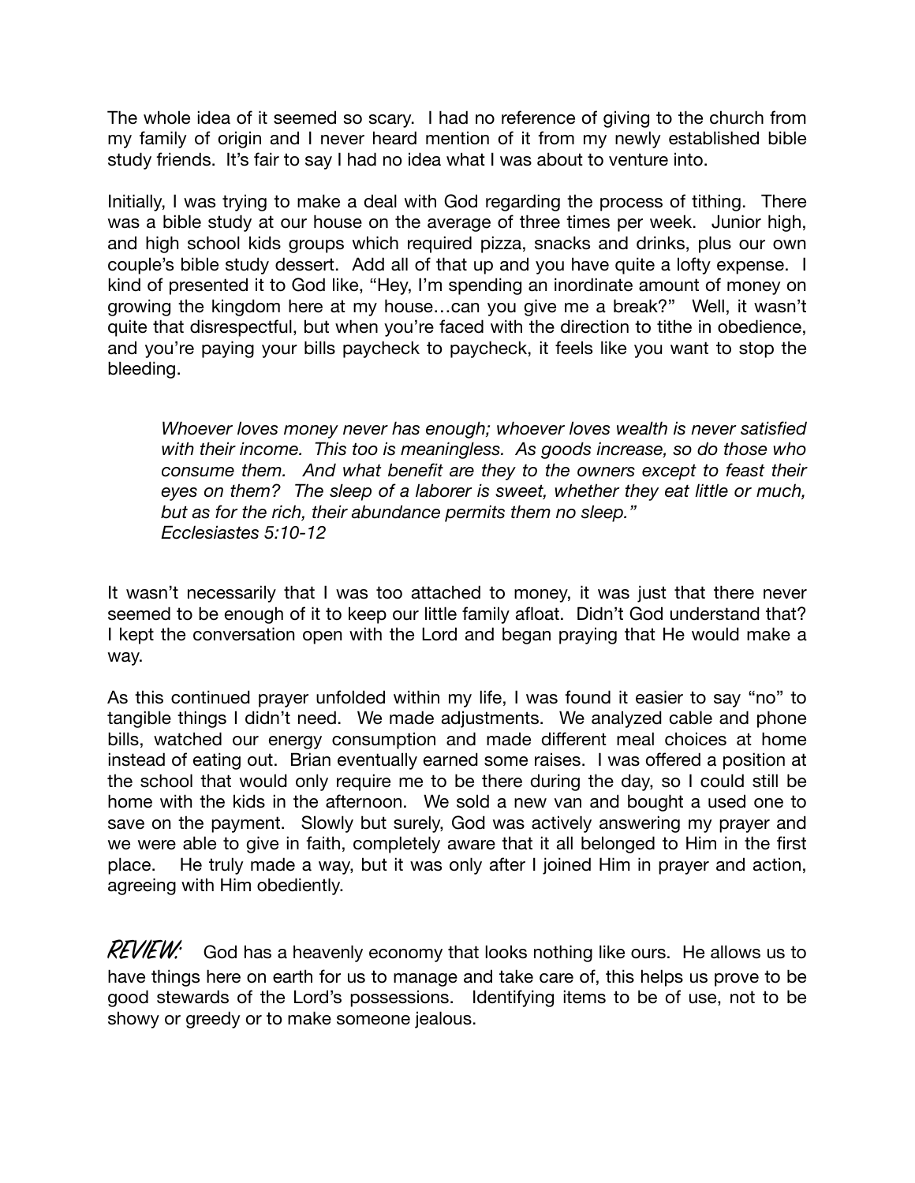The whole idea of it seemed so scary. I had no reference of giving to the church from my family of origin and I never heard mention of it from my newly established bible study friends. It's fair to say I had no idea what I was about to venture into.

Initially, I was trying to make a deal with God regarding the process of tithing. There was a bible study at our house on the average of three times per week. Junior high, and high school kids groups which required pizza, snacks and drinks, plus our own couple's bible study dessert. Add all of that up and you have quite a lofty expense. I kind of presented it to God like, "Hey, I'm spending an inordinate amount of money on growing the kingdom here at my house…can you give me a break?" Well, it wasn't quite that disrespectful, but when you're faced with the direction to tithe in obedience, and you're paying your bills paycheck to paycheck, it feels like you want to stop the bleeding.

> *Whoever loves money never has enough; whoever loves wealth is never satisfied with their income. This too is meaningless. As goods increase, so do those who consume them. And what benefit are they to the owners except to feast their eyes on them? The sleep of a laborer is sweet, whether they eat little or much, but as for the rich, their abundance permits them no sleep."*
> *Ecclesiastes 5:10-12*

It wasn't necessarily that I was too attached to money, it was just that there never seemed to be enough of it to keep our little family afloat. Didn't God understand that? I kept the conversation open with the Lord and began praying that He would make a way.

As this continued prayer unfolded within my life, I was found it easier to say "no" to tangible things I didn't need. We made adjustments. We analyzed cable and phone bills, watched our energy consumption and made different meal choices at home instead of eating out. Brian eventually earned some raises. I was offered a position at the school that would only require me to be there during the day, so I could still be home with the kids in the afternoon. We sold a new van and bought a used one to save on the payment. Slowly but surely, God was actively answering my prayer and we were able to give in faith, completely aware that it all belonged to Him in the first place. He truly made a way, but it was only after I joined Him in prayer and action, agreeing with Him obediently.

*REVIEW:* God has a heavenly economy that looks nothing like ours. He allows us to have things here on earth for us to manage and take care of, this helps us prove to be good stewards of the Lord's possessions. Identifying items to be of use, not to be showy or greedy or to make someone jealous.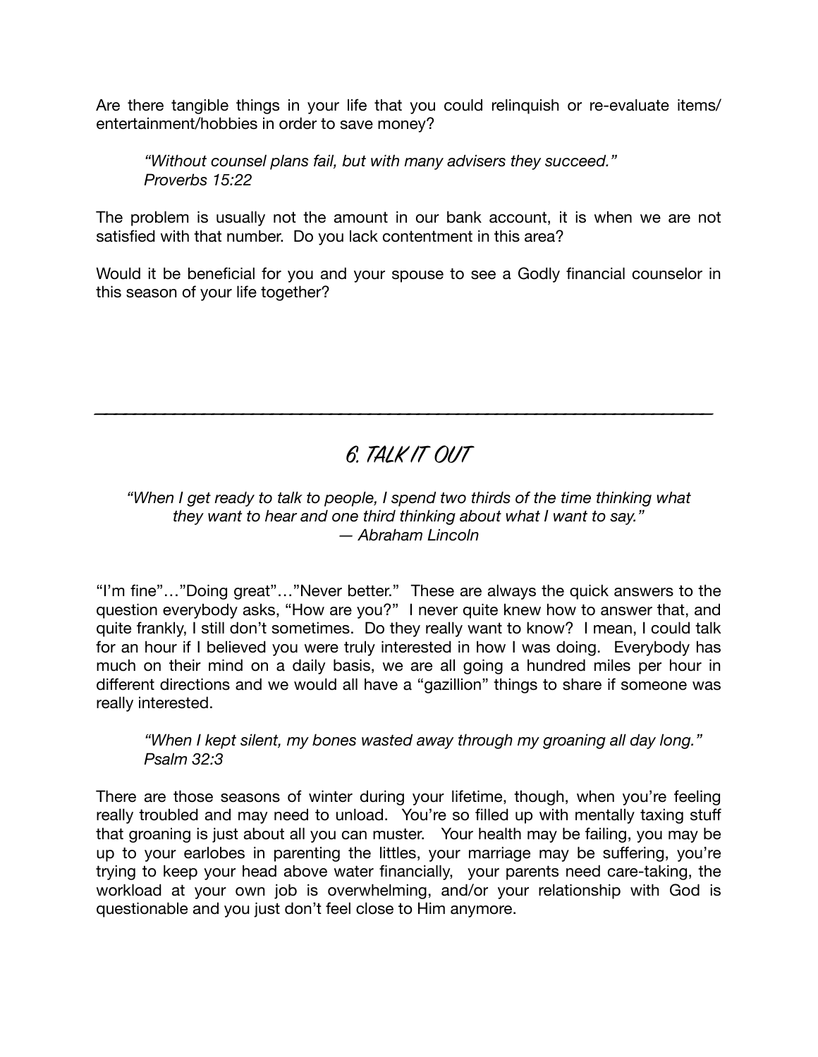Are there tangible things in your life that you could relinquish or re-evaluate items/ entertainment/hobbies in order to save money?

> *"Without counsel plans fail, but with many advisers they succeed."*
> *Proverbs 15:22*

The problem is usually not the amount in our bank account, it is when we are not satisfied with that number. Do you lack contentment in this area?

Would it be beneficial for you and your spouse to see a Godly financial counselor in this season of your life together?

---

## 6. TALK IT OUT

*"When I get ready to talk to people, I spend two thirds of the time thinking what they want to hear and one third thinking about what I want to say."*
*— Abraham Lincoln*

"I'm fine"…"Doing great"…"Never better." These are always the quick answers to the question everybody asks, "How are you?" I never quite knew how to answer that, and quite frankly, I still don't sometimes. Do they really want to know? I mean, I could talk for an hour if I believed you were truly interested in how I was doing. Everybody has much on their mind on a daily basis, we are all going a hundred miles per hour in different directions and we would all have a "gazillion" things to share if someone was really interested.

> *"When I kept silent, my bones wasted away through my groaning all day long."*
> *Psalm 32:3*

There are those seasons of winter during your lifetime, though, when you're feeling really troubled and may need to unload. You're so filled up with mentally taxing stuff that groaning is just about all you can muster. Your health may be failing, you may be up to your earlobes in parenting the littles, your marriage may be suffering, you're trying to keep your head above water financially, your parents need care-taking, the workload at your own job is overwhelming, and/or your relationship with God is questionable and you just don't feel close to Him anymore.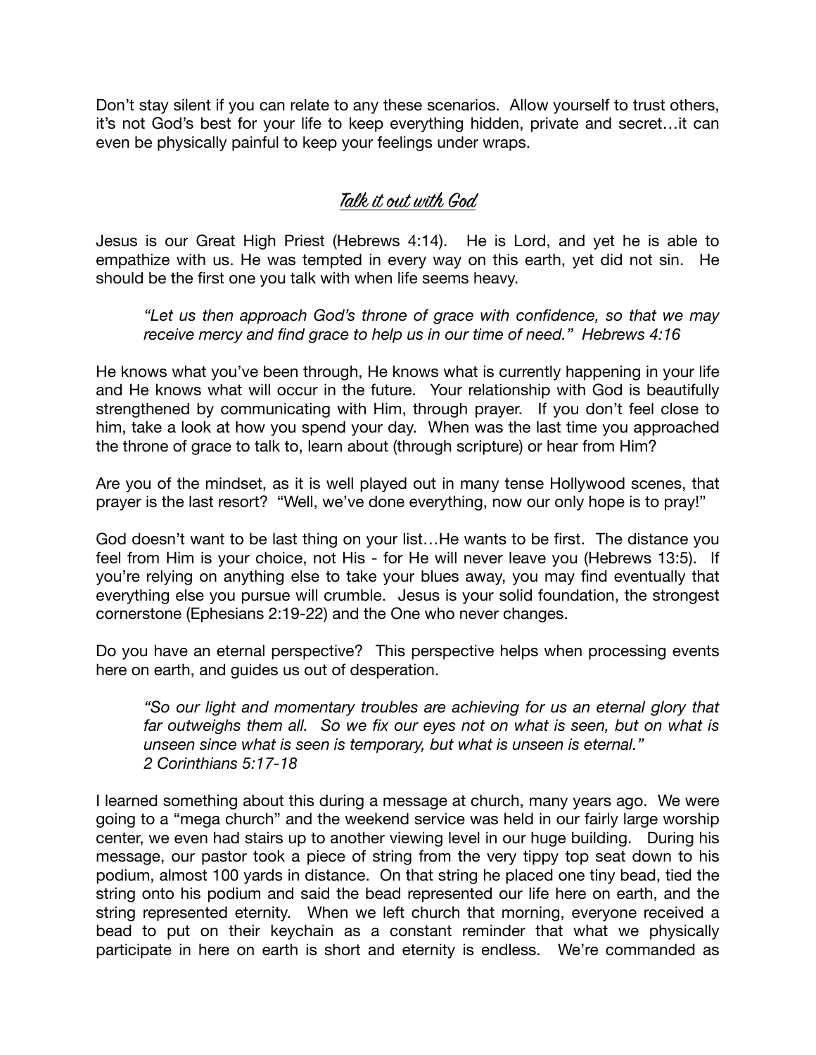Don't stay silent if you can relate to any these scenarios. Allow yourself to trust others, it's not God's best for your life to keep everything hidden, private and secret…it can even be physically painful to keep your feelings under wraps.

## Talk it out with God

Jesus is our Great High Priest (Hebrews 4:14). He is Lord, and yet he is able to empathize with us. He was tempted in every way on this earth, yet did not sin. He should be the first one you talk with when life seems heavy.

> *"Let us then approach God's throne of grace with confidence, so that we may receive mercy and find grace to help us in our time of need." Hebrews 4:16*

He knows what you've been through, He knows what is currently happening in your life and He knows what will occur in the future. Your relationship with God is beautifully strengthened by communicating with Him, through prayer. If you don't feel close to him, take a look at how you spend your day. When was the last time you approached the throne of grace to talk to, learn about (through scripture) or hear from Him?

Are you of the mindset, as it is well played out in many tense Hollywood scenes, that prayer is the last resort? "Well, we've done everything, now our only hope is to pray!"

God doesn't want to be last thing on your list…He wants to be first. The distance you feel from Him is your choice, not His - for He will never leave you (Hebrews 13:5). If you're relying on anything else to take your blues away, you may find eventually that everything else you pursue will crumble. Jesus is your solid foundation, the strongest cornerstone (Ephesians 2:19-22) and the One who never changes.

Do you have an eternal perspective? This perspective helps when processing events here on earth, and guides us out of desperation.

> *"So our light and momentary troubles are achieving for us an eternal glory that far outweighs them all. So we fix our eyes not on what is seen, but on what is unseen since what is seen is temporary, but what is unseen is eternal."*
> *2 Corinthians 5:17-18*

I learned something about this during a message at church, many years ago. We were going to a "mega church" and the weekend service was held in our fairly large worship center, we even had stairs up to another viewing level in our huge building. During his message, our pastor took a piece of string from the very tippy top seat down to his podium, almost 100 yards in distance. On that string he placed one tiny bead, tied the string onto his podium and said the bead represented our life here on earth, and the string represented eternity. When we left church that morning, everyone received a bead to put on their keychain as a constant reminder that what we physically participate in here on earth is short and eternity is endless. We're commanded as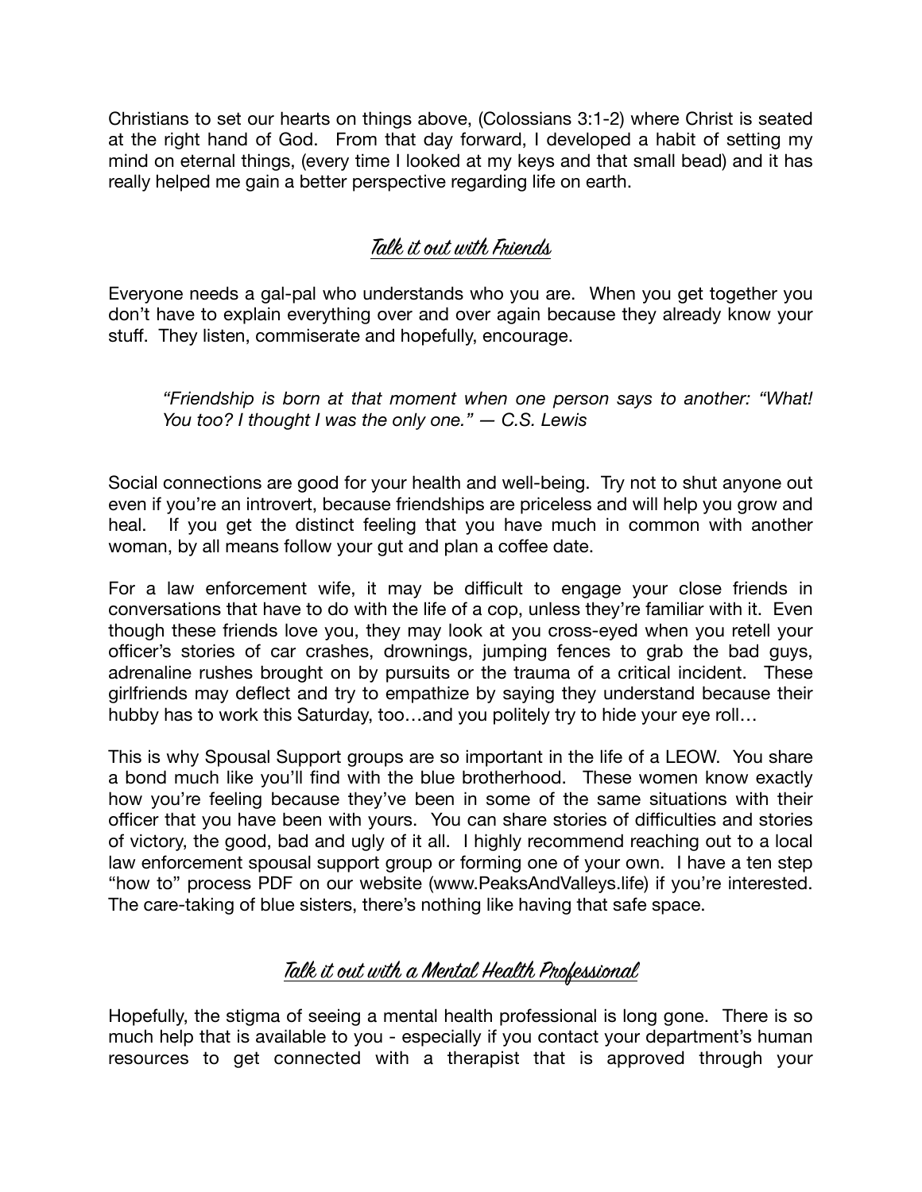Christians to set our hearts on things above, (Colossians 3:1-2) where Christ is seated at the right hand of God. From that day forward, I developed a habit of setting my mind on eternal things, (every time I looked at my keys and that small bead) and it has really helped me gain a better perspective regarding life on earth.

## Talk it out with Friends

Everyone needs a gal-pal who understands who you are. When you get together you don't have to explain everything over and over again because they already know your stuff. They listen, commiserate and hopefully, encourage.

> *"Friendship is born at that moment when one person says to another: "What! You too? I thought I was the only one." — C.S. Lewis*

Social connections are good for your health and well-being. Try not to shut anyone out even if you're an introvert, because friendships are priceless and will help you grow and heal. If you get the distinct feeling that you have much in common with another woman, by all means follow your gut and plan a coffee date.

For a law enforcement wife, it may be difficult to engage your close friends in conversations that have to do with the life of a cop, unless they're familiar with it. Even though these friends love you, they may look at you cross-eyed when you retell your officer's stories of car crashes, drownings, jumping fences to grab the bad guys, adrenaline rushes brought on by pursuits or the trauma of a critical incident. These girlfriends may deflect and try to empathize by saying they understand because their hubby has to work this Saturday, too…and you politely try to hide your eye roll…

This is why Spousal Support groups are so important in the life of a LEOW. You share a bond much like you'll find with the blue brotherhood. These women know exactly how you're feeling because they've been in some of the same situations with their officer that you have been with yours. You can share stories of difficulties and stories of victory, the good, bad and ugly of it all. I highly recommend reaching out to a local law enforcement spousal support group or forming one of your own. I have a ten step "how to" process PDF on our website (www.PeaksAndValleys.life) if you're interested. The care-taking of blue sisters, there's nothing like having that safe space.

## Talk it out with a Mental Health Professional

Hopefully, the stigma of seeing a mental health professional is long gone. There is so much help that is available to you - especially if you contact your department's human resources to get connected with a therapist that is approved through your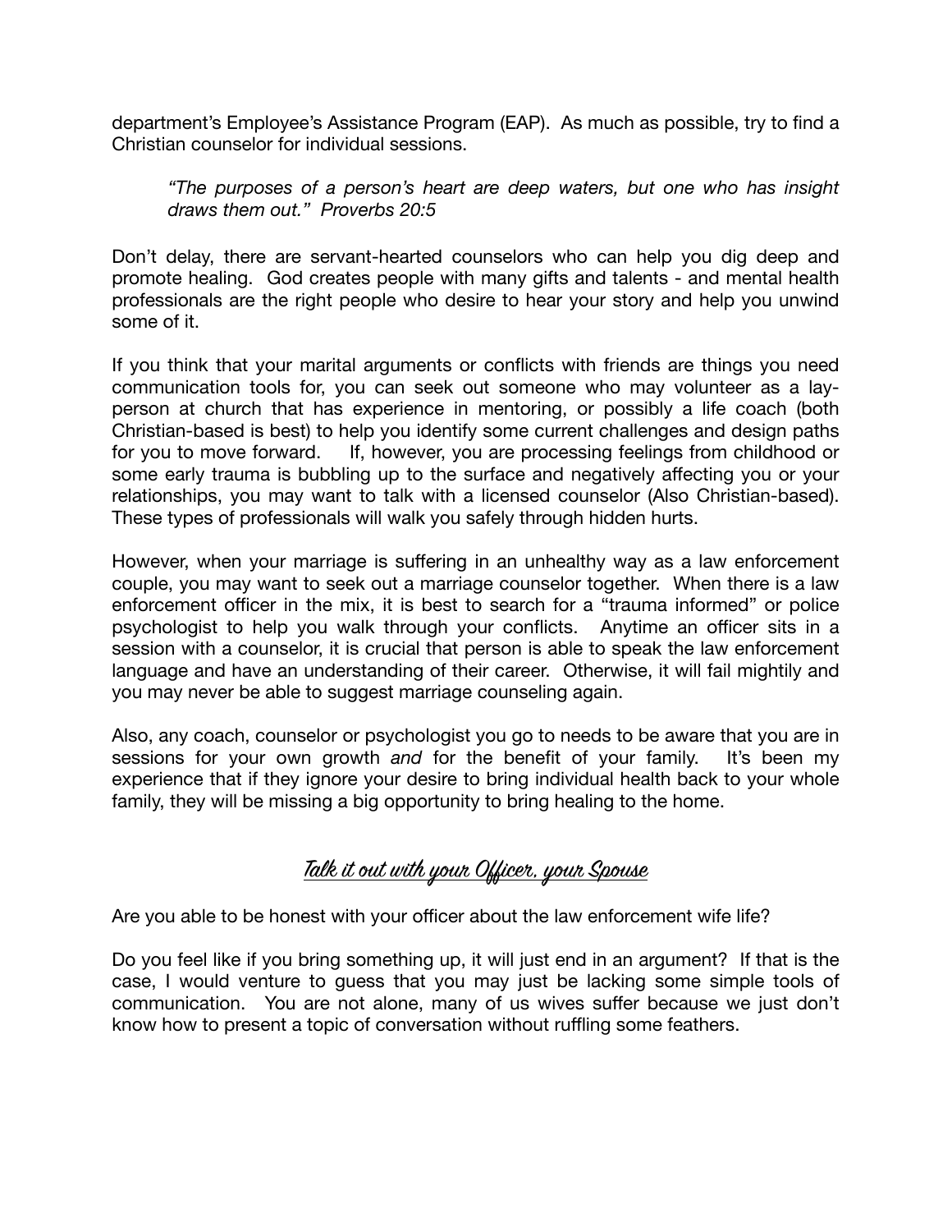department's Employee's Assistance Program (EAP). As much as possible, try to find a Christian counselor for individual sessions.

> *"The purposes of a person's heart are deep waters, but one who has insight draws them out." Proverbs 20:5*

Don't delay, there are servant-hearted counselors who can help you dig deep and promote healing. God creates people with many gifts and talents - and mental health professionals are the right people who desire to hear your story and help you unwind some of it.

If you think that your marital arguments or conflicts with friends are things you need communication tools for, you can seek out someone who may volunteer as a lay-person at church that has experience in mentoring, or possibly a life coach (both Christian-based is best) to help you identify some current challenges and design paths for you to move forward. If, however, you are processing feelings from childhood or some early trauma is bubbling up to the surface and negatively affecting you or your relationships, you may want to talk with a licensed counselor (Also Christian-based). These types of professionals will walk you safely through hidden hurts.

However, when your marriage is suffering in an unhealthy way as a law enforcement couple, you may want to seek out a marriage counselor together. When there is a law enforcement officer in the mix, it is best to search for a "trauma informed" or police psychologist to help you walk through your conflicts. Anytime an officer sits in a session with a counselor, it is crucial that person is able to speak the law enforcement language and have an understanding of their career. Otherwise, it will fail mightily and you may never be able to suggest marriage counseling again.

Also, any coach, counselor or psychologist you go to needs to be aware that you are in sessions for your own growth *and* for the benefit of your family. It's been my experience that if they ignore your desire to bring individual health back to your whole family, they will be missing a big opportunity to bring healing to the home.

## Talk it out with your Officer, your Spouse

Are you able to be honest with your officer about the law enforcement wife life?

Do you feel like if you bring something up, it will just end in an argument? If that is the case, I would venture to guess that you may just be lacking some simple tools of communication. You are not alone, many of us wives suffer because we just don't know how to present a topic of conversation without ruffling some feathers.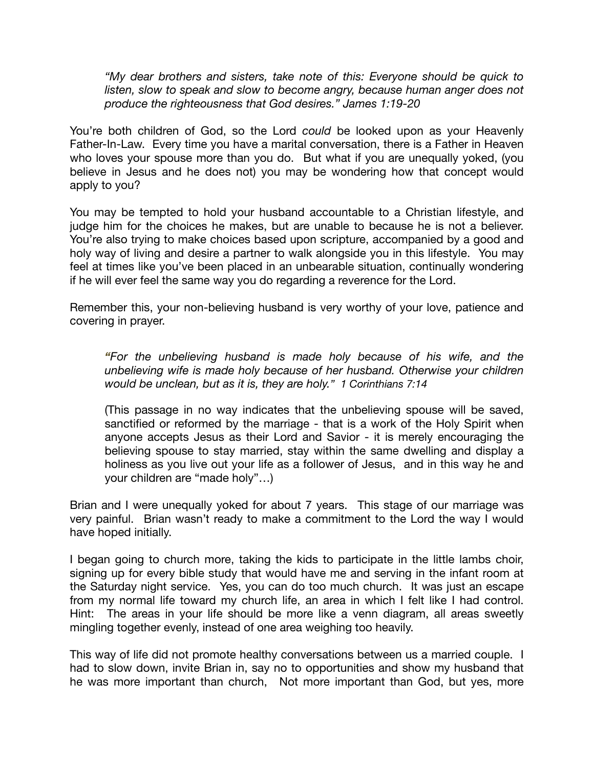> *"My dear brothers and sisters, take note of this: Everyone should be quick to listen, slow to speak and slow to become angry, because human anger does not produce the righteousness that God desires." James 1:19-20*

You're both children of God, so the Lord *could* be looked upon as your Heavenly Father-In-Law. Every time you have a marital conversation, there is a Father in Heaven who loves your spouse more than you do. But what if you are unequally yoked, (you believe in Jesus and he does not) you may be wondering how that concept would apply to you?

You may be tempted to hold your husband accountable to a Christian lifestyle, and judge him for the choices he makes, but are unable to because he is not a believer. You're also trying to make choices based upon scripture, accompanied by a good and holy way of living and desire a partner to walk alongside you in this lifestyle. You may feel at times like you've been placed in an unbearable situation, continually wondering if he will ever feel the same way you do regarding a reverence for the Lord.

Remember this, your non-believing husband is very worthy of your love, patience and covering in prayer.

> *"For the unbelieving husband is made holy because of his wife, and the unbelieving wife is made holy because of her husband. Otherwise your children would be unclean, but as it is, they are holy." 1 Corinthians 7:14*
>
> (This passage in no way indicates that the unbelieving spouse will be saved, sanctified or reformed by the marriage - that is a work of the Holy Spirit when anyone accepts Jesus as their Lord and Savior - it is merely encouraging the believing spouse to stay married, stay within the same dwelling and display a holiness as you live out your life as a follower of Jesus, and in this way he and your children are "made holy"…)

Brian and I were unequally yoked for about 7 years. This stage of our marriage was very painful. Brian wasn't ready to make a commitment to the Lord the way I would have hoped initially.

I began going to church more, taking the kids to participate in the little lambs choir, signing up for every bible study that would have me and serving in the infant room at the Saturday night service. Yes, you can do too much church. It was just an escape from my normal life toward my church life, an area in which I felt like I had control. Hint: The areas in your life should be more like a venn diagram, all areas sweetly mingling together evenly, instead of one area weighing too heavily.

This way of life did not promote healthy conversations between us a married couple. I had to slow down, invite Brian in, say no to opportunities and show my husband that he was more important than church, Not more important than God, but yes, more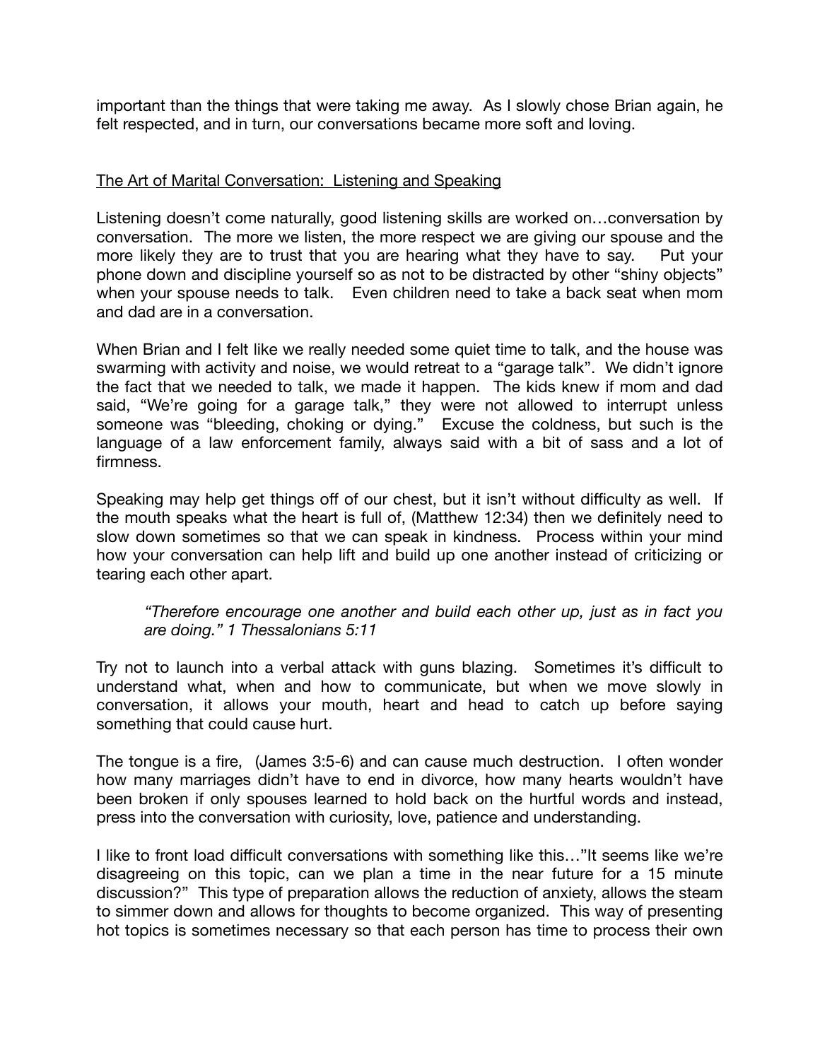important than the things that were taking me away. As I slowly chose Brian again, he felt respected, and in turn, our conversations became more soft and loving.

<u>The Art of Marital Conversation: Listening and Speaking</u>

Listening doesn't come naturally, good listening skills are worked on…conversation by conversation. The more we listen, the more respect we are giving our spouse and the more likely they are to trust that you are hearing what they have to say. Put your phone down and discipline yourself so as not to be distracted by other "shiny objects" when your spouse needs to talk. Even children need to take a back seat when mom and dad are in a conversation.

When Brian and I felt like we really needed some quiet time to talk, and the house was swarming with activity and noise, we would retreat to a "garage talk". We didn't ignore the fact that we needed to talk, we made it happen. The kids knew if mom and dad said, "We're going for a garage talk," they were not allowed to interrupt unless someone was "bleeding, choking or dying." Excuse the coldness, but such is the language of a law enforcement family, always said with a bit of sass and a lot of firmness.

Speaking may help get things off of our chest, but it isn't without difficulty as well. If the mouth speaks what the heart is full of, (Matthew 12:34) then we definitely need to slow down sometimes so that we can speak in kindness. Process within your mind how your conversation can help lift and build up one another instead of criticizing or tearing each other apart.

> *"Therefore encourage one another and build each other up, just as in fact you are doing." 1 Thessalonians 5:11*

Try not to launch into a verbal attack with guns blazing. Sometimes it's difficult to understand what, when and how to communicate, but when we move slowly in conversation, it allows your mouth, heart and head to catch up before saying something that could cause hurt.

The tongue is a fire, (James 3:5-6) and can cause much destruction. I often wonder how many marriages didn't have to end in divorce, how many hearts wouldn't have been broken if only spouses learned to hold back on the hurtful words and instead, press into the conversation with curiosity, love, patience and understanding.

I like to front load difficult conversations with something like this…"It seems like we're disagreeing on this topic, can we plan a time in the near future for a 15 minute discussion?" This type of preparation allows the reduction of anxiety, allows the steam to simmer down and allows for thoughts to become organized. This way of presenting hot topics is sometimes necessary so that each person has time to process their own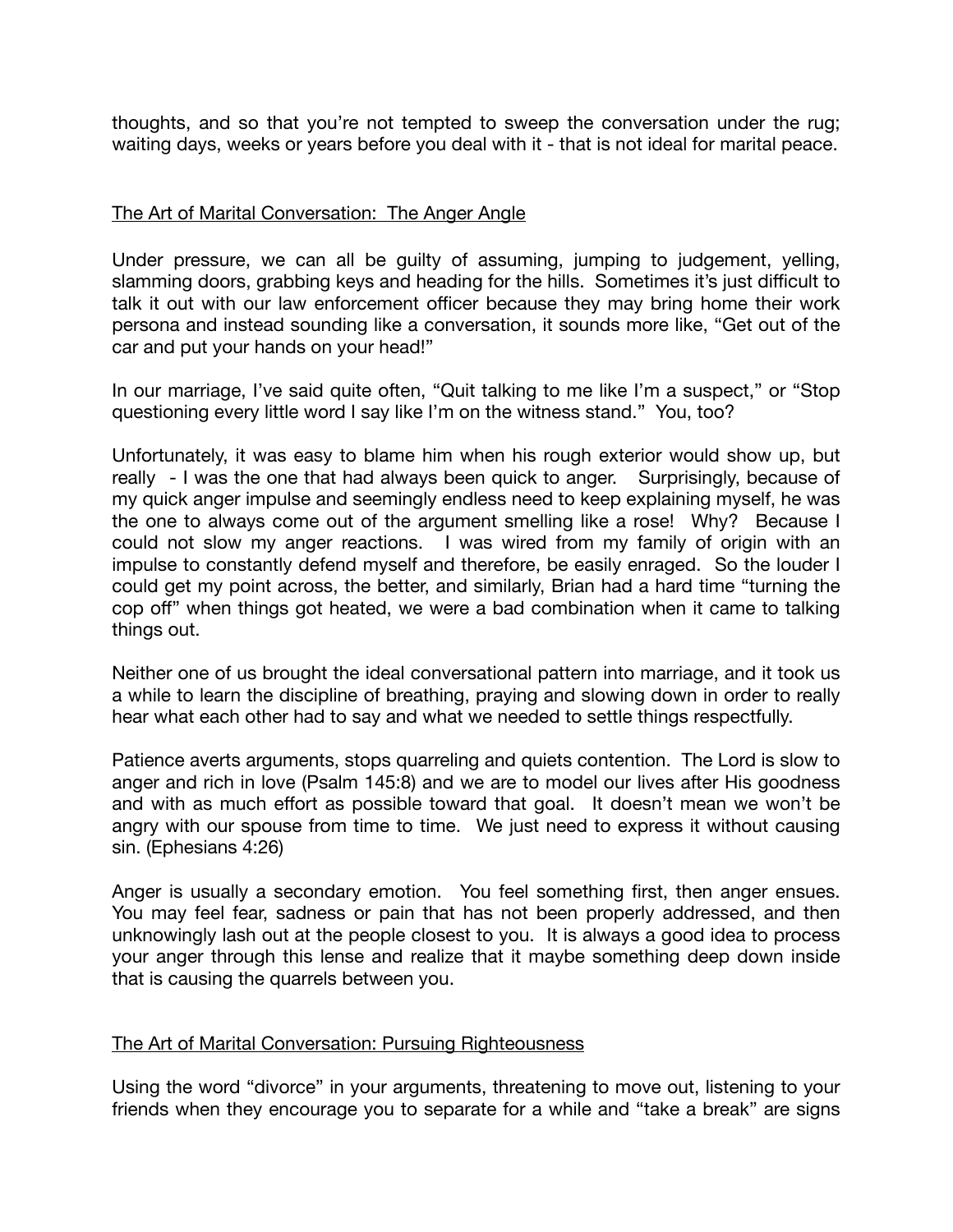thoughts, and so that you're not tempted to sweep the conversation under the rug; waiting days, weeks or years before you deal with it - that is not ideal for marital peace.

<u>The Art of Marital Conversation:  The Anger Angle</u>

Under pressure, we can all be guilty of assuming, jumping to judgement, yelling, slamming doors, grabbing keys and heading for the hills.  Sometimes it's just difficult to talk it out with our law enforcement officer because they may bring home their work persona and instead sounding like a conversation, it sounds more like, "Get out of the car and put your hands on your head!"

In our marriage, I've said quite often, "Quit talking to me like I'm a suspect," or "Stop questioning every little word I say like I'm on the witness stand."  You, too?

Unfortunately, it was easy to blame him when his rough exterior would show up, but really  - I was the one that had always been quick to anger.   Surprisingly, because of my quick anger impulse and seemingly endless need to keep explaining myself, he was the one to always come out of the argument smelling like a rose!  Why?  Because I could not slow my anger reactions.  I was wired from my family of origin with an impulse to constantly defend myself and therefore, be easily enraged.  So the louder I could get my point across, the better, and similarly, Brian had a hard time "turning the cop off" when things got heated, we were a bad combination when it came to talking things out.

Neither one of us brought the ideal conversational pattern into marriage, and it took us a while to learn the discipline of breathing, praying and slowing down in order to really hear what each other had to say and what we needed to settle things respectfully.

Patience averts arguments, stops quarreling and quiets contention.  The Lord is slow to anger and rich in love (Psalm 145:8) and we are to model our lives after His goodness and with as much effort as possible toward that goal.  It doesn't mean we won't be angry with our spouse from time to time.  We just need to express it without causing sin. (Ephesians 4:26)

Anger is usually a secondary emotion.  You feel something first, then anger ensues.  You may feel fear, sadness or pain that has not been properly addressed, and then unknowingly lash out at the people closest to you.  It is always a good idea to process your anger through this lense and realize that it maybe something deep down inside that is causing the quarrels between you.

<u>The Art of Marital Conversation: Pursuing Righteousness</u>

Using the word "divorce" in your arguments, threatening to move out, listening to your friends when they encourage you to separate for a while and "take a break" are signs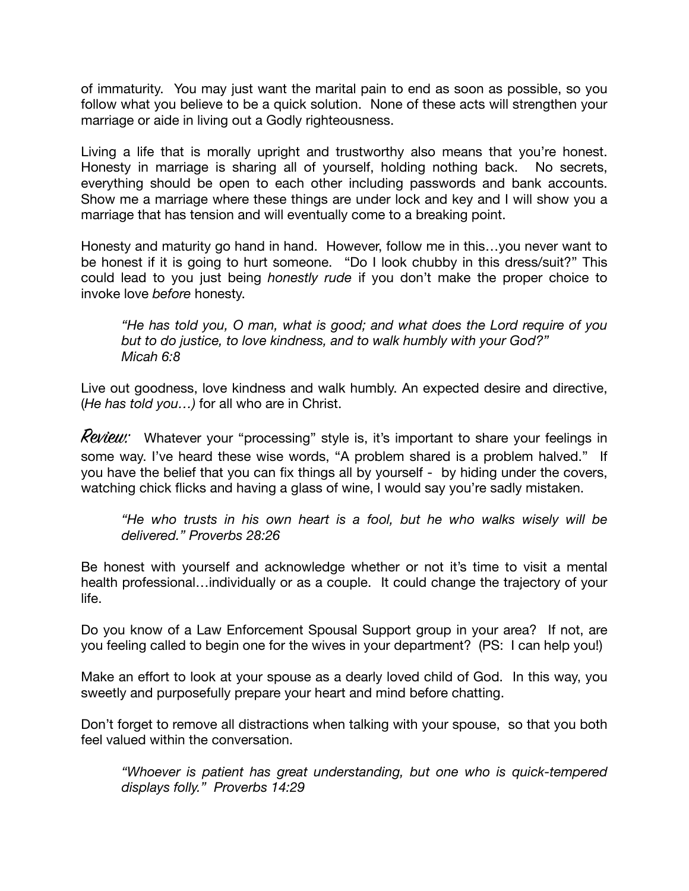of immaturity. You may just want the marital pain to end as soon as possible, so you follow what you believe to be a quick solution. None of these acts will strengthen your marriage or aide in living out a Godly righteousness.

Living a life that is morally upright and trustworthy also means that you're honest. Honesty in marriage is sharing all of yourself, holding nothing back. No secrets, everything should be open to each other including passwords and bank accounts. Show me a marriage where these things are under lock and key and I will show you a marriage that has tension and will eventually come to a breaking point.

Honesty and maturity go hand in hand. However, follow me in this…you never want to be honest if it is going to hurt someone. "Do I look chubby in this dress/suit?" This could lead to you just being *honestly rude* if you don't make the proper choice to invoke love *before* honesty.

> *"He has told you, O man, what is good; and what does the Lord require of you but to do justice, to love kindness, and to walk humbly with your God?"*
> *Micah 6:8*

Live out goodness, love kindness and walk humbly. An expected desire and directive, (*He has told you…)* for all who are in Christ.

***Review:*** Whatever your "processing" style is, it's important to share your feelings in some way. I've heard these wise words, "A problem shared is a problem halved." If you have the belief that you can fix things all by yourself - by hiding under the covers, watching chick flicks and having a glass of wine, I would say you're sadly mistaken.

> *"He who trusts in his own heart is a fool, but he who walks wisely will be delivered." Proverbs 28:26*

Be honest with yourself and acknowledge whether or not it's time to visit a mental health professional…individually or as a couple. It could change the trajectory of your life.

Do you know of a Law Enforcement Spousal Support group in your area? If not, are you feeling called to begin one for the wives in your department? (PS: I can help you!)

Make an effort to look at your spouse as a dearly loved child of God. In this way, you sweetly and purposefully prepare your heart and mind before chatting.

Don't forget to remove all distractions when talking with your spouse, so that you both feel valued within the conversation.

> *"Whoever is patient has great understanding, but one who is quick-tempered displays folly." Proverbs 14:29*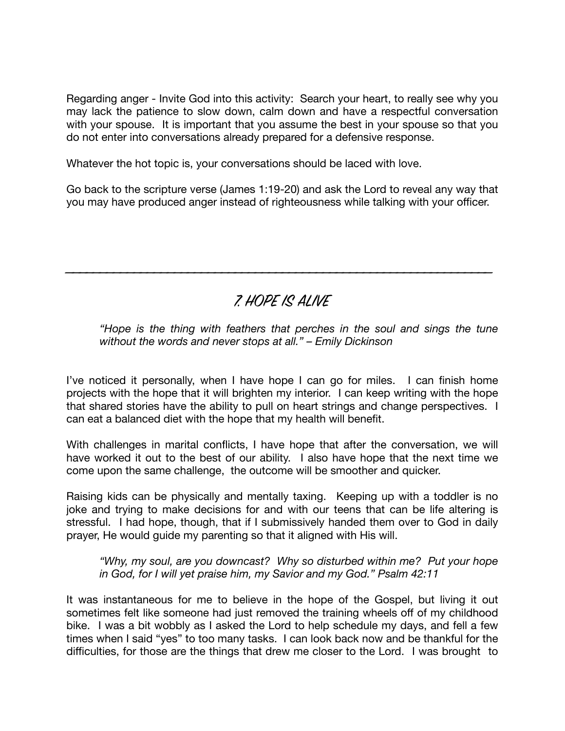Regarding anger - Invite God into this activity: Search your heart, to really see why you may lack the patience to slow down, calm down and have a respectful conversation with your spouse. It is important that you assume the best in your spouse so that you do not enter into conversations already prepared for a defensive response.

Whatever the hot topic is, your conversations should be laced with love.

Go back to the scripture verse (James 1:19-20) and ask the Lord to reveal any way that you may have produced anger instead of righteousness while talking with your officer.

---

## 7. HOPE IS ALIVE

> *"Hope is the thing with feathers that perches in the soul and sings the tune without the words and never stops at all." – Emily Dickinson*

I've noticed it personally, when I have hope I can go for miles. I can finish home projects with the hope that it will brighten my interior. I can keep writing with the hope that shared stories have the ability to pull on heart strings and change perspectives. I can eat a balanced diet with the hope that my health will benefit.

With challenges in marital conflicts, I have hope that after the conversation, we will have worked it out to the best of our ability. I also have hope that the next time we come upon the same challenge, the outcome will be smoother and quicker.

Raising kids can be physically and mentally taxing. Keeping up with a toddler is no joke and trying to make decisions for and with our teens that can be life altering is stressful. I had hope, though, that if I submissively handed them over to God in daily prayer, He would guide my parenting so that it aligned with His will.

> *"Why, my soul, are you downcast? Why so disturbed within me? Put your hope in God, for I will yet praise him, my Savior and my God." Psalm 42:11*

It was instantaneous for me to believe in the hope of the Gospel, but living it out sometimes felt like someone had just removed the training wheels off of my childhood bike. I was a bit wobbly as I asked the Lord to help schedule my days, and fell a few times when I said "yes" to too many tasks. I can look back now and be thankful for the difficulties, for those are the things that drew me closer to the Lord. I was brought to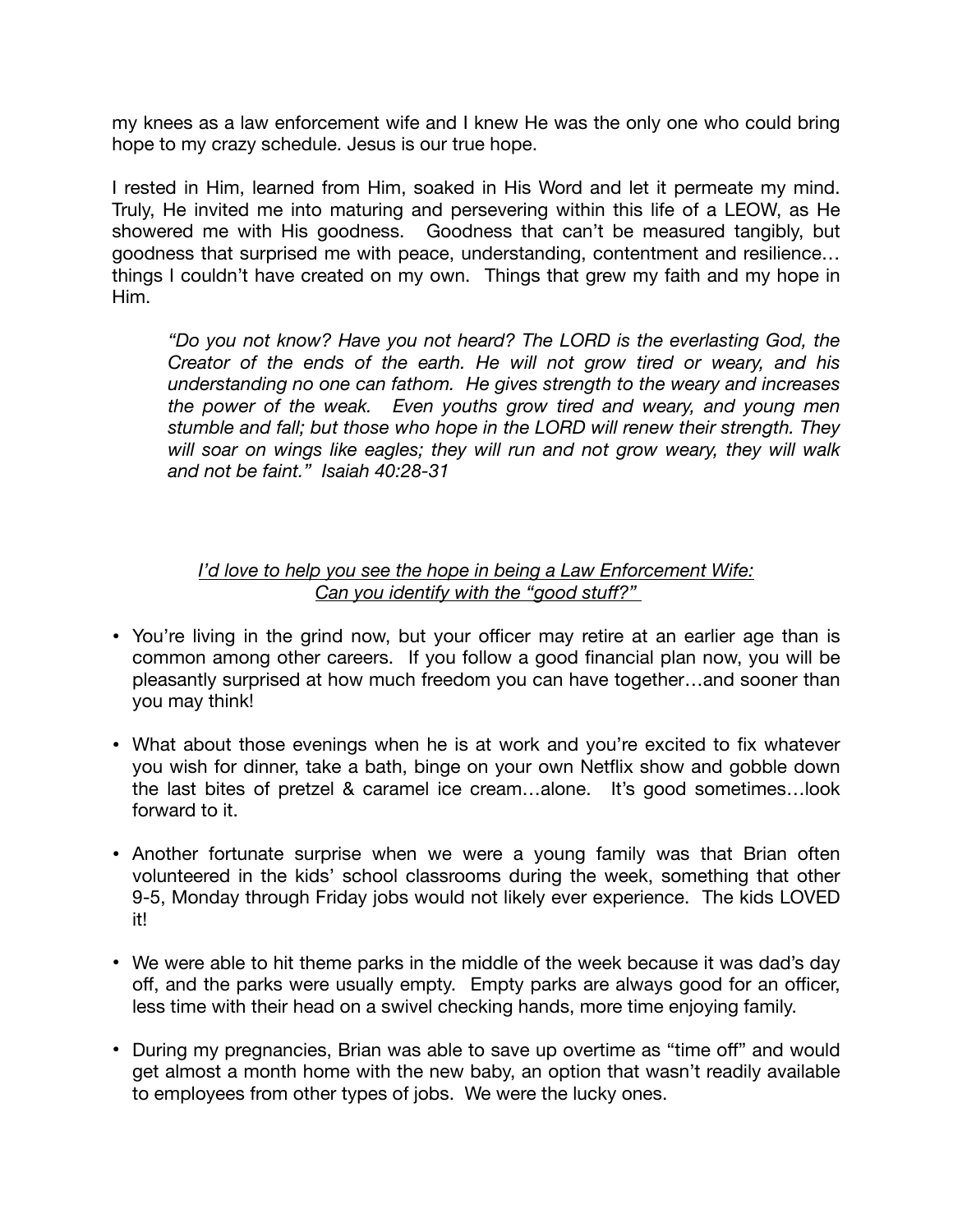my knees as a law enforcement wife and I knew He was the only one who could bring hope to my crazy schedule. Jesus is our true hope.

I rested in Him, learned from Him, soaked in His Word and let it permeate my mind. Truly, He invited me into maturing and persevering within this life of a LEOW, as He showered me with His goodness. Goodness that can't be measured tangibly, but goodness that surprised me with peace, understanding, contentment and resilience… things I couldn't have created on my own. Things that grew my faith and my hope in Him.

> *"Do you not know? Have you not heard? The LORD is the everlasting God, the Creator of the ends of the earth. He will not grow tired or weary, and his understanding no one can fathom. He gives strength to the weary and increases the power of the weak. Even youths grow tired and weary, and young men stumble and fall; but those who hope in the LORD will renew their strength. They will soar on wings like eagles; they will run and not grow weary, they will walk and not be faint." Isaiah 40:28-31*

<u>*I'd love to help you see the hope in being a Law Enforcement Wife:*</u>
<u>*Can you identify with the "good stuff?"*</u>

- You're living in the grind now, but your officer may retire at an earlier age than is common among other careers. If you follow a good financial plan now, you will be pleasantly surprised at how much freedom you can have together…and sooner than you may think!

- What about those evenings when he is at work and you're excited to fix whatever you wish for dinner, take a bath, binge on your own Netflix show and gobble down the last bites of pretzel & caramel ice cream…alone. It's good sometimes…look forward to it.

- Another fortunate surprise when we were a young family was that Brian often volunteered in the kids' school classrooms during the week, something that other 9-5, Monday through Friday jobs would not likely ever experience. The kids LOVED it!

- We were able to hit theme parks in the middle of the week because it was dad's day off, and the parks were usually empty. Empty parks are always good for an officer, less time with their head on a swivel checking hands, more time enjoying family.

- During my pregnancies, Brian was able to save up overtime as "time off" and would get almost a month home with the new baby, an option that wasn't readily available to employees from other types of jobs. We were the lucky ones.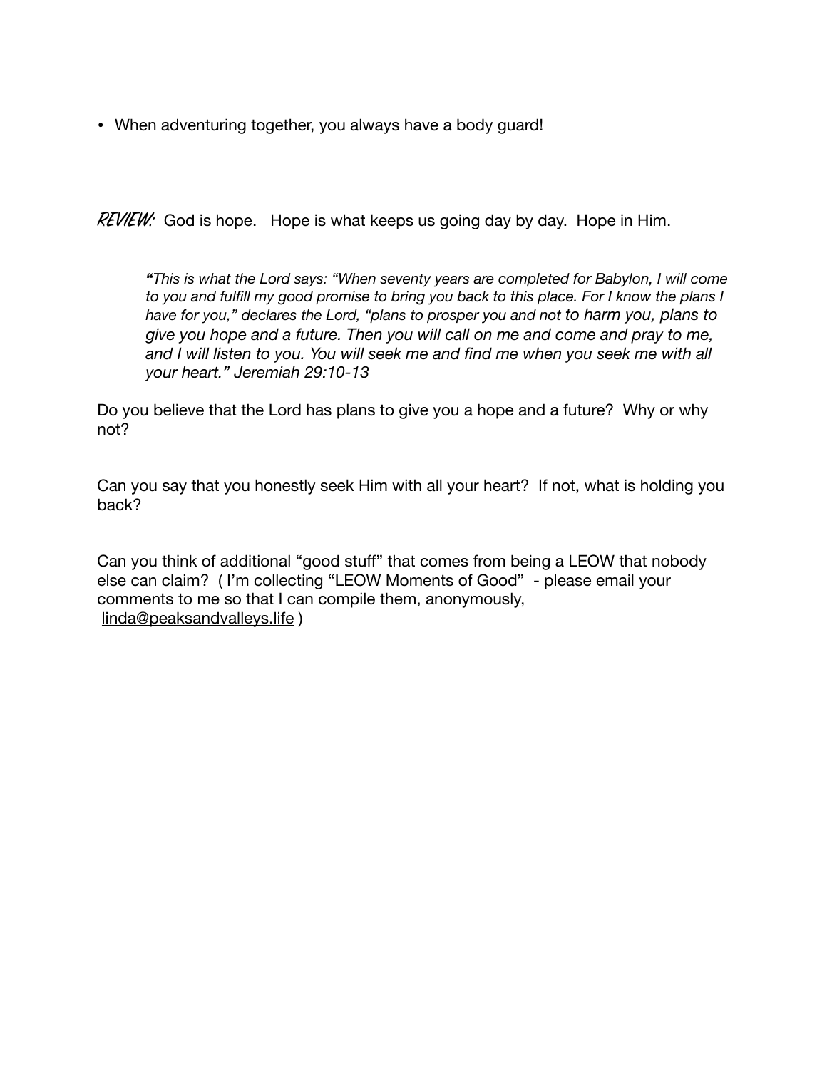- When adventuring together, you always have a body guard!

*REVIEW:* God is hope. Hope is what keeps us going day by day. Hope in Him.

> ***"****This is what the Lord says: "When seventy years are completed for Babylon, I will come to you and fulfill my good promise to bring you back to this place. For I know the plans I have for you," declares the Lord, "plans to prosper you and not to harm you, plans to give you hope and a future. Then you will call on me and come and pray to me, and I will listen to you. You will seek me and find me when you seek me with all your heart." Jeremiah 29:10-13*

Do you believe that the Lord has plans to give you a hope and a future? Why or why not?

Can you say that you honestly seek Him with all your heart? If not, what is holding you back?

Can you think of additional "good stuff" that comes from being a LEOW that nobody else can claim? ( I'm collecting "LEOW Moments of Good" - please email your comments to me so that I can compile them, anonymously, linda@peaksandvalleys.life )